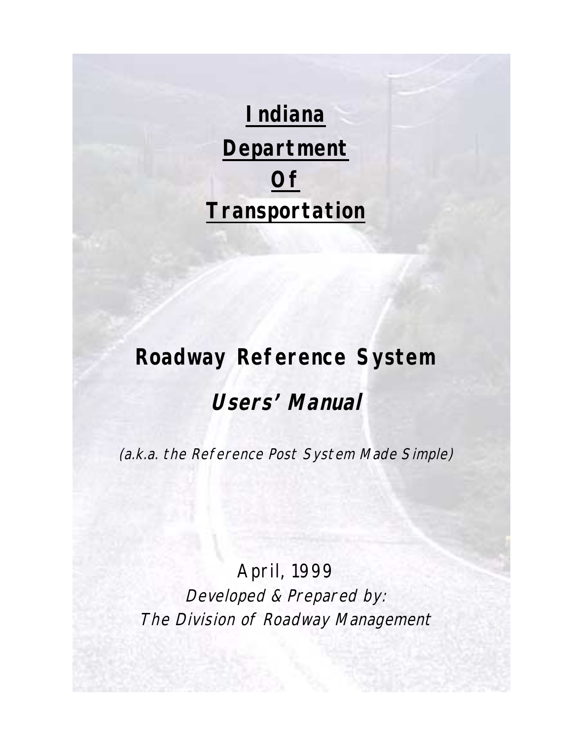# Indiana Department Of Transportation

# Roadway Reference System

## *Users' Manual*

*(a.k.a. the Reference Post System Made Simple)*

April, 1999

*Developed & Prepared by:*

*The Division of Roadway Management*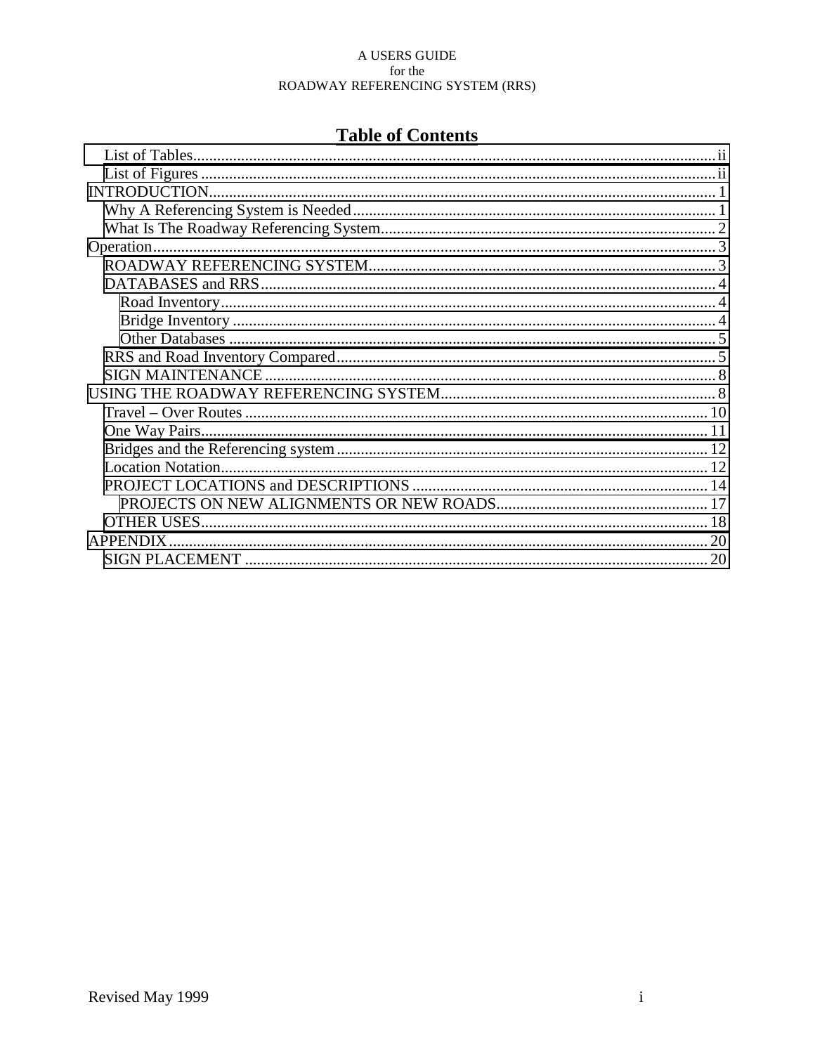A USERS GUIDE
for the
ROADWAY REFERENCING SYSTEM (RRS)

# Table of Contents

- List of Tables .......... ii
- List of Figures .......... ii
- INTRODUCTION .......... 1
  - Why A Referencing System is Needed .......... 1
  - What Is The Roadway Referencing System .......... 2
- Operation .......... 3
  - ROADWAY REFERENCING SYSTEM .......... 3
  - DATABASES and RRS .......... 4
    - Road Inventory .......... 4
    - Bridge Inventory .......... 4
    - Other Databases .......... 5
  - RRS and Road Inventory Compared .......... 5
  - SIGN MAINTENANCE .......... 8
- USING THE ROADWAY REFERENCING SYSTEM .......... 8
  - Travel – Over Routes .......... 10
  - One Way Pairs .......... 11
  - Bridges and the Referencing system .......... 12
  - Location Notation .......... 12
  - PROJECT LOCATIONS and DESCRIPTIONS .......... 14
    - PROJECTS ON NEW ALIGNMENTS OR NEW ROADS .......... 17
  - OTHER USES .......... 18
- APPENDIX .......... 20
  - SIGN PLACEMENT .......... 20

Revised May 1999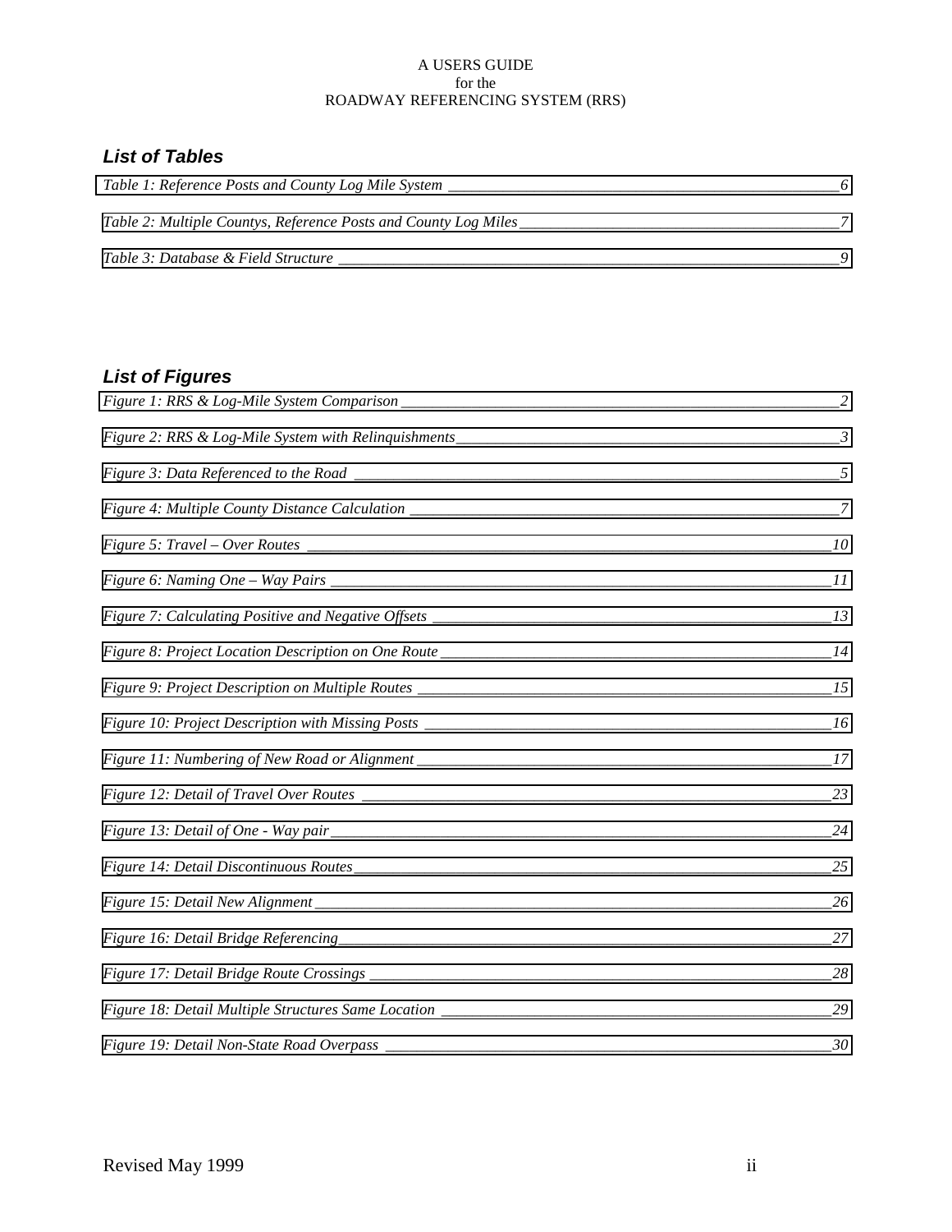## List of Tables

*Table 1: Reference Posts and County Log Mile System* ____ 6

*Table 2: Multiple Countys, Reference Posts and County Log Miles* ____ 7

*Table 3: Database & Field Structure* ____ 9

## List of Figures

*Figure 1: RRS & Log-Mile System Comparison* ____ 2

*Figure 2: RRS & Log-Mile System with Relinquishments* ____ 3

*Figure 3: Data Referenced to the Road* ____ 5

*Figure 4: Multiple County Distance Calculation* ____ 7

*Figure 5: Travel – Over Routes* ____ 10

*Figure 6: Naming One – Way Pairs* ____ 11

*Figure 7: Calculating Positive and Negative Offsets* ____ 13

*Figure 8: Project Location Description on One Route* ____ 14

*Figure 9: Project Description on Multiple Routes* ____ 15

*Figure 10: Project Description with Missing Posts* ____ 16

*Figure 11: Numbering of New Road or Alignment* ____ 17

*Figure 12: Detail of Travel Over Routes* ____ 23

*Figure 13: Detail of One - Way pair* ____ 24

*Figure 14: Detail Discontinuous Routes* ____ 25

*Figure 15: Detail New Alignment* ____ 26

*Figure 16: Detail Bridge Referencing* ____ 27

*Figure 17: Detail Bridge Route Crossings* ____ 28

*Figure 18: Detail Multiple Structures Same Location* ____ 29

*Figure 19: Detail Non-State Road Overpass* ____ 30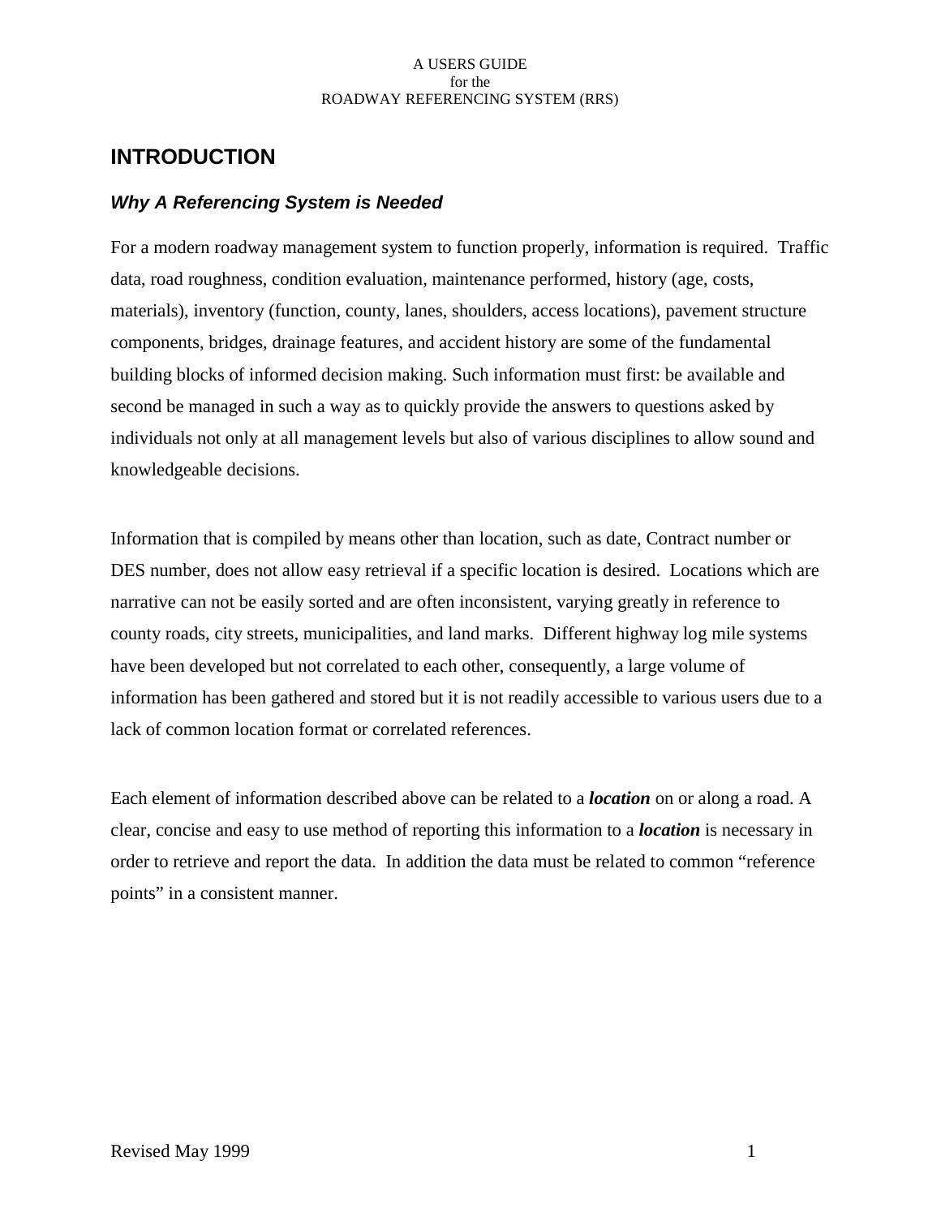# INTRODUCTION

## *Why A Referencing System is Needed*

For a modern roadway management system to function properly, information is required. Traffic data, road roughness, condition evaluation, maintenance performed, history (age, costs, materials), inventory (function, county, lanes, shoulders, access locations), pavement structure components, bridges, drainage features, and accident history are some of the fundamental building blocks of informed decision making. Such information must first: be available and second be managed in such a way as to quickly provide the answers to questions asked by individuals not only at all management levels but also of various disciplines to allow sound and knowledgeable decisions.

Information that is compiled by means other than location, such as date, Contract number or DES number, does not allow easy retrieval if a specific location is desired. Locations which are narrative can not be easily sorted and are often inconsistent, varying greatly in reference to county roads, city streets, municipalities, and land marks. Different highway log mile systems have been developed but not correlated to each other, consequently, a large volume of information has been gathered and stored but it is not readily accessible to various users due to a lack of common location format or correlated references.

Each element of information described above can be related to a ***location*** on or along a road. A clear, concise and easy to use method of reporting this information to a ***location*** is necessary in order to retrieve and report the data. In addition the data must be related to common "reference points" in a consistent manner.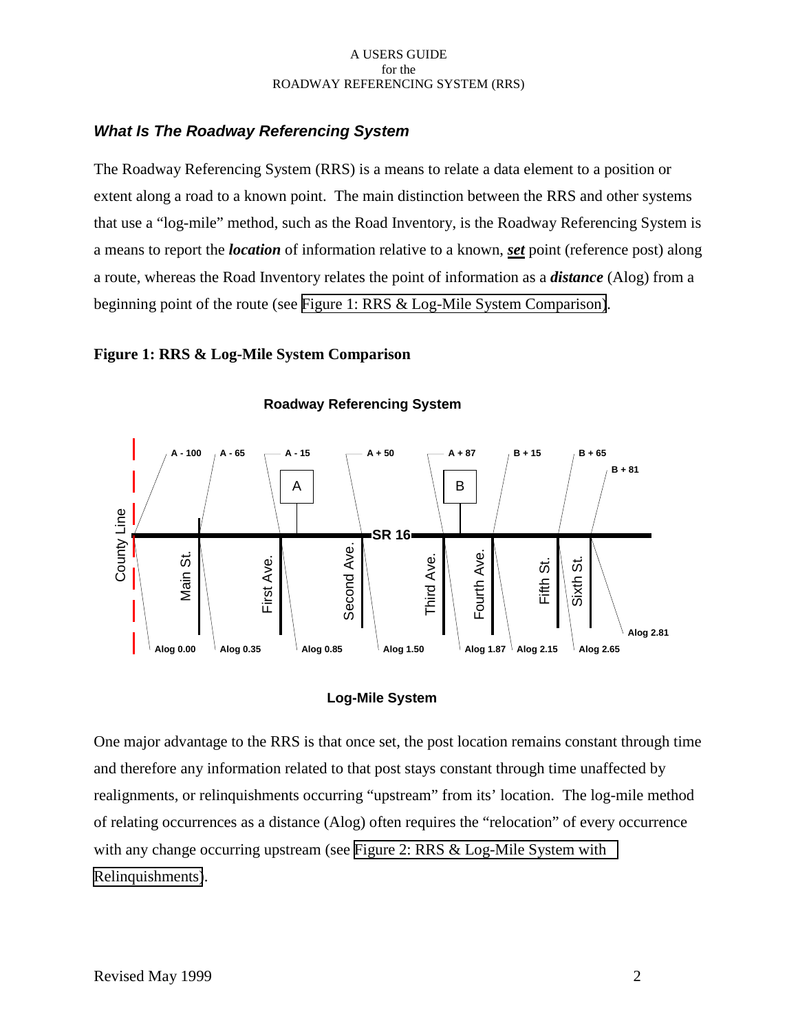## *What Is The Roadway Referencing System*

The Roadway Referencing System (RRS) is a means to relate a data element to a position or extent along a road to a known point. The main distinction between the RRS and other systems that use a "log-mile" method, such as the Road Inventory, is the Roadway Referencing System is a means to report the ***location*** of information relative to a known, ***set*** point (reference post) along a route, whereas the Road Inventory relates the point of information as a ***distance*** (Alog) from a beginning point of the route (see Figure 1: RRS & Log-Mile System Comparison).

**Figure 1: RRS & Log-Mile System Comparison**

**Roadway Referencing System**

A - 100, A - 65, A - 15, A + 50, A + 87, B + 15, B + 65, B + 81

County Line, Main St., First Ave., Second Ave., SR 16, Third Ave., Fourth Ave., Fifth St., Sixth St.

Alog 0.00, Alog 0.35, Alog 0.85, Alog 1.50, Alog 1.87, Alog 2.15, Alog 2.65, Alog 2.81

**Log-Mile System**

One major advantage to the RRS is that once set, the post location remains constant through time and therefore any information related to that post stays constant through time unaffected by realignments, or relinquishments occurring "upstream" from its' location. The log-mile method of relating occurrences as a distance (Alog) often requires the "relocation" of every occurrence with any change occurring upstream (see Figure 2: RRS & Log-Mile System with Relinquishments).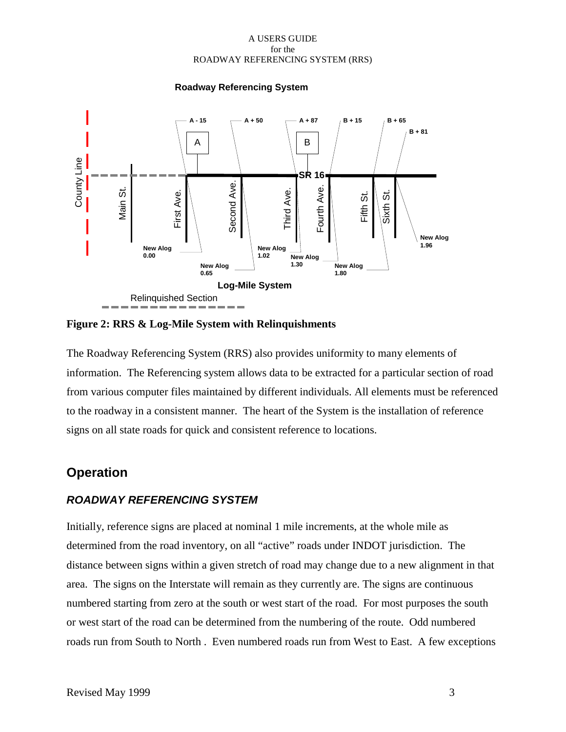**Roadway Referencing System**

A - 15 | A + 50 | A + 87 | B + 15 | B + 65 | B + 81

County Line | Main St. | First Ave. | Second Ave. | Third Ave. | Fourth Ave. | Fifth St. | Sixth St. | SR 16

New Alog 0.00 | New Alog 0.65 | New Alog 1.02 | New Alog 1.30 | New Alog 1.80 | New Alog 1.96

**Log-Mile System**

Relinquished Section

**Figure 2: RRS & Log-Mile System with Relinquishments**

The Roadway Referencing System (RRS) also provides uniformity to many elements of information. The Referencing system allows data to be extracted for a particular section of road from various computer files maintained by different individuals. All elements must be referenced to the roadway in a consistent manner. The heart of the System is the installation of reference signs on all state roads for quick and consistent reference to locations.

## Operation

### *ROADWAY REFERENCING SYSTEM*

Initially, reference signs are placed at nominal 1 mile increments, at the whole mile as determined from the road inventory, on all "active" roads under INDOT jurisdiction. The distance between signs within a given stretch of road may change due to a new alignment in that area. The signs on the Interstate will remain as they currently are. The signs are continuous numbered starting from zero at the south or west start of the road. For most purposes the south or west start of the road can be determined from the numbering of the route. Odd numbered roads run from South to North . Even numbered roads run from West to East. A few exceptions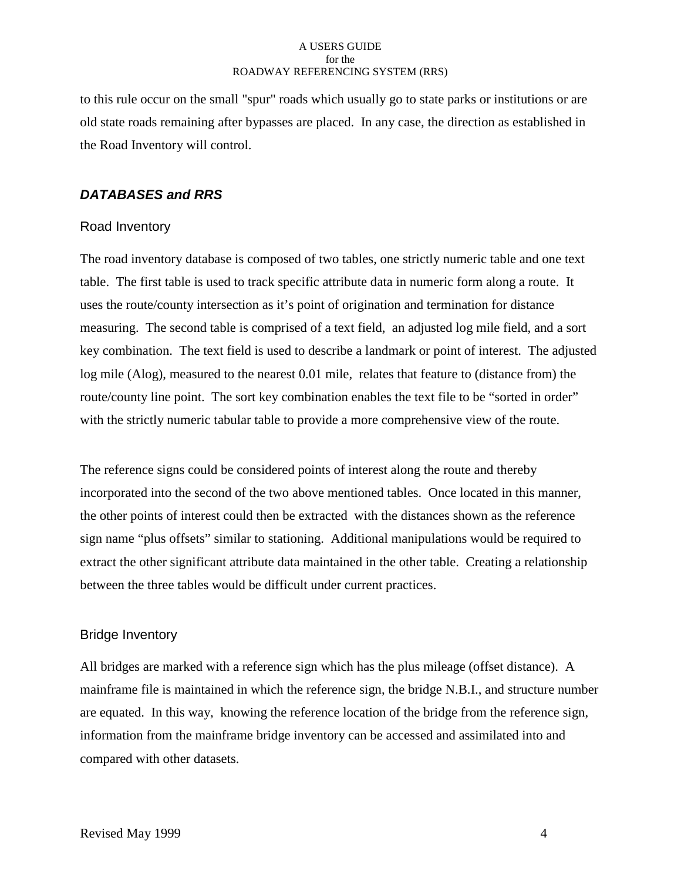to this rule occur on the small "spur" roads which usually go to state parks or institutions or are old state roads remaining after bypasses are placed. In any case, the direction as established in the Road Inventory will control.

## *DATABASES and RRS*

### Road Inventory

The road inventory database is composed of two tables, one strictly numeric table and one text table. The first table is used to track specific attribute data in numeric form along a route. It uses the route/county intersection as it's point of origination and termination for distance measuring. The second table is comprised of a text field, an adjusted log mile field, and a sort key combination. The text field is used to describe a landmark or point of interest. The adjusted log mile (Alog), measured to the nearest 0.01 mile, relates that feature to (distance from) the route/county line point. The sort key combination enables the text file to be "sorted in order" with the strictly numeric tabular table to provide a more comprehensive view of the route.

The reference signs could be considered points of interest along the route and thereby incorporated into the second of the two above mentioned tables. Once located in this manner, the other points of interest could then be extracted with the distances shown as the reference sign name "plus offsets" similar to stationing. Additional manipulations would be required to extract the other significant attribute data maintained in the other table. Creating a relationship between the three tables would be difficult under current practices.

### Bridge Inventory

All bridges are marked with a reference sign which has the plus mileage (offset distance). A mainframe file is maintained in which the reference sign, the bridge N.B.I., and structure number are equated. In this way, knowing the reference location of the bridge from the reference sign, information from the mainframe bridge inventory can be accessed and assimilated into and compared with other datasets.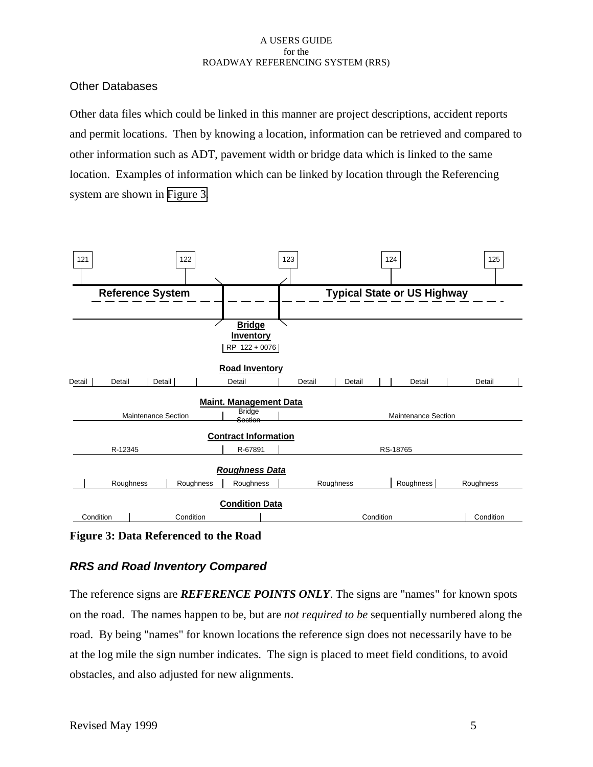## Other Databases

Other data files which could be linked in this manner are project descriptions, accident reports and permit locations. Then by knowing a location, information can be retrieved and compared to other information such as ADT, pavement width or bridge data which is linked to the same location. Examples of information which can be linked by location through the Referencing system are shown in Figure 3.

121 122 123 124 125

Reference System | Typical State or US Highway

**Bridge Inventory**

RP 122 + 0076

**Road Inventory**

Detail | Detail | Detail | Detail | Detail | Detail | Detail | Detail

**Maint. Management Data**

Maintenance Section | Bridge Section | Maintenance Section

**Contract Information**

R-12345 | R-67891 | RS-18765

***Roughness Data***

Roughness | Roughness | Roughness | Roughness | Roughness | Roughness

**Condition Data**

Condition | Condition | Condition | Condition

**Figure 3: Data Referenced to the Road**

### *RRS and Road Inventory Compared*

The reference signs are ***REFERENCE POINTS ONLY***. The signs are "names" for known spots on the road. The names happen to be, but are *not required to be* sequentially numbered along the road. By being "names" for known locations the reference sign does not necessarily have to be at the log mile the sign number indicates. The sign is placed to meet field conditions, to avoid obstacles, and also adjusted for new alignments.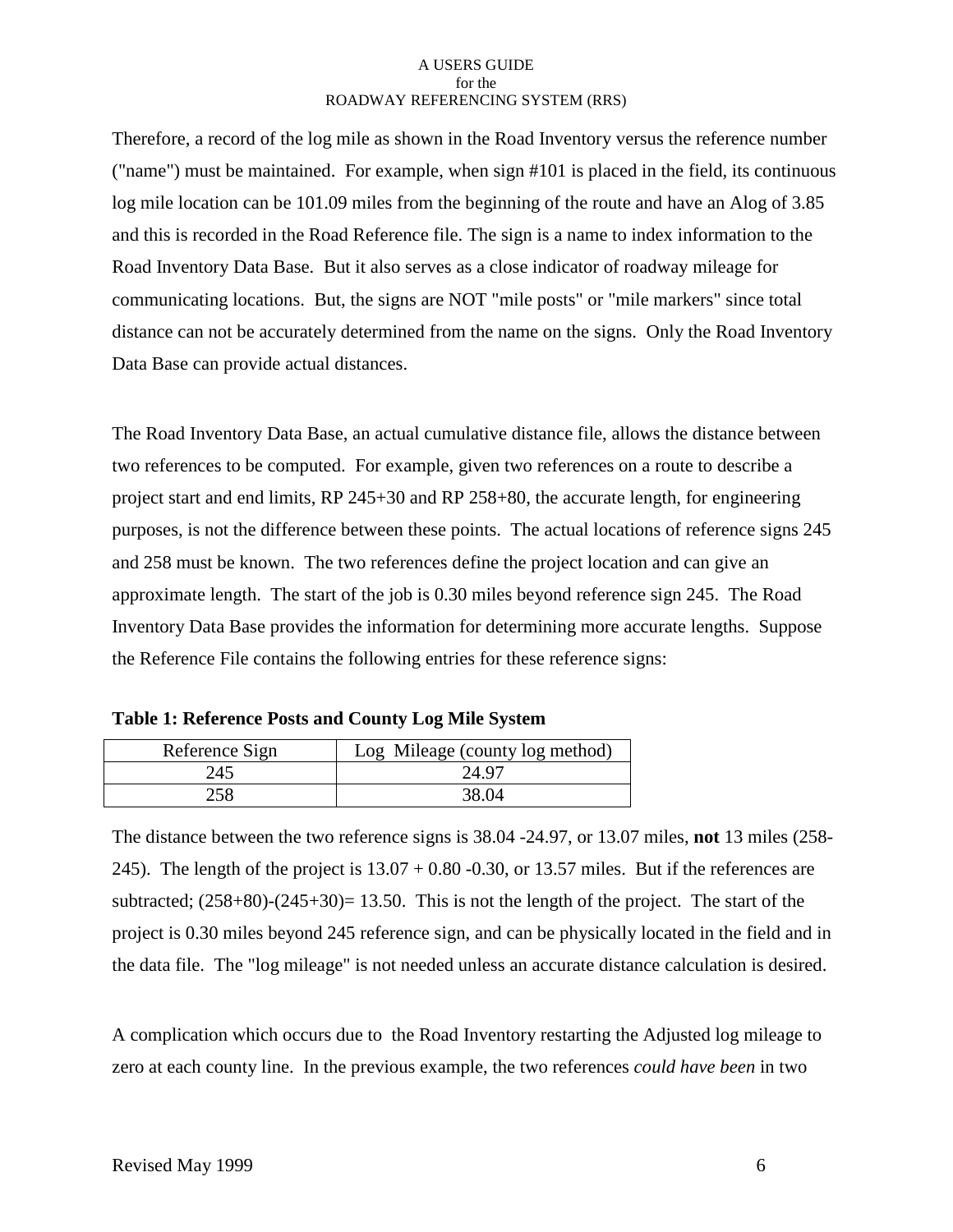Therefore, a record of the log mile as shown in the Road Inventory versus the reference number ("name") must be maintained. For example, when sign #101 is placed in the field, its continuous log mile location can be 101.09 miles from the beginning of the route and have an Alog of 3.85 and this is recorded in the Road Reference file. The sign is a name to index information to the Road Inventory Data Base. But it also serves as a close indicator of roadway mileage for communicating locations. But, the signs are NOT "mile posts" or "mile markers" since total distance can not be accurately determined from the name on the signs. Only the Road Inventory Data Base can provide actual distances.

The Road Inventory Data Base, an actual cumulative distance file, allows the distance between two references to be computed. For example, given two references on a route to describe a project start and end limits, RP 245+30 and RP 258+80, the accurate length, for engineering purposes, is not the difference between these points. The actual locations of reference signs 245 and 258 must be known. The two references define the project location and can give an approximate length. The start of the job is 0.30 miles beyond reference sign 245. The Road Inventory Data Base provides the information for determining more accurate lengths. Suppose the Reference File contains the following entries for these reference signs:

**Table 1: Reference Posts and County Log Mile System**

| Reference Sign | Log Mileage (county log method) |
|---|---|
| 245 | 24.97 |
| 258 | 38.04 |

The distance between the two reference signs is 38.04 -24.97, or 13.07 miles, **not** 13 miles (258-245). The length of the project is 13.07 + 0.80 -0.30, or 13.57 miles. But if the references are subtracted; (258+80)-(245+30)= 13.50. This is not the length of the project. The start of the project is 0.30 miles beyond 245 reference sign, and can be physically located in the field and in the data file. The "log mileage" is not needed unless an accurate distance calculation is desired.

A complication which occurs due to the Road Inventory restarting the Adjusted log mileage to zero at each county line. In the previous example, the two references *could have been* in two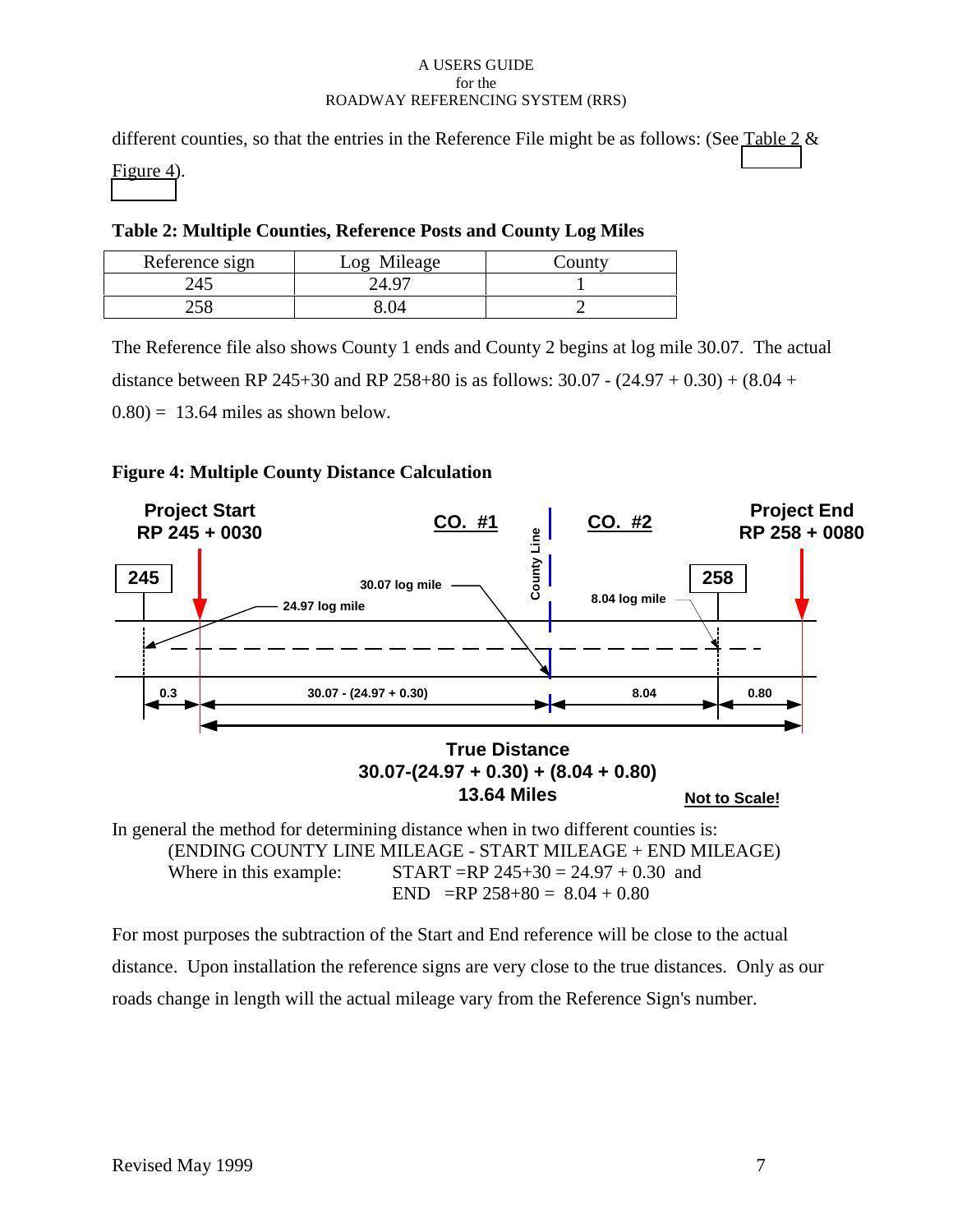different counties, so that the entries in the Reference File might be as follows: (See Table 2 & Figure 4).

**Table 2: Multiple Counties, Reference Posts and County Log Miles**

| Reference sign | Log Mileage | County |
|---|---|---|
| 245 | 24.97 | 1 |
| 258 | 8.04 | 2 |

The Reference file also shows County 1 ends and County 2 begins at log mile 30.07. The actual distance between RP 245+30 and RP 258+80 is as follows: 30.07 - (24.97 + 0.30) + (8.04 + 0.80) = 13.64 miles as shown below.

**Figure 4: Multiple County Distance Calculation**

Project Start RP 245 + 0030

CO. #1

County Line

CO. #2

Project End RP 258 + 0080

245

30.07 log mile

24.97 log mile

258

8.04 log mile

0.3

30.07 - (24.97 + 0.30)

8.04

0.80

**True Distance**
**30.07-(24.97 + 0.30) + (8.04 + 0.80)**
**13.64 Miles**

**Not to Scale!**

In general the method for determining distance when in two different counties is:

(ENDING COUNTY LINE MILEAGE - START MILEAGE + END MILEAGE)

Where in this example: START =RP 245+30 = 24.97 + 0.30 and
END =RP 258+80 = 8.04 + 0.80

For most purposes the subtraction of the Start and End reference will be close to the actual distance. Upon installation the reference signs are very close to the true distances. Only as our roads change in length will the actual mileage vary from the Reference Sign's number.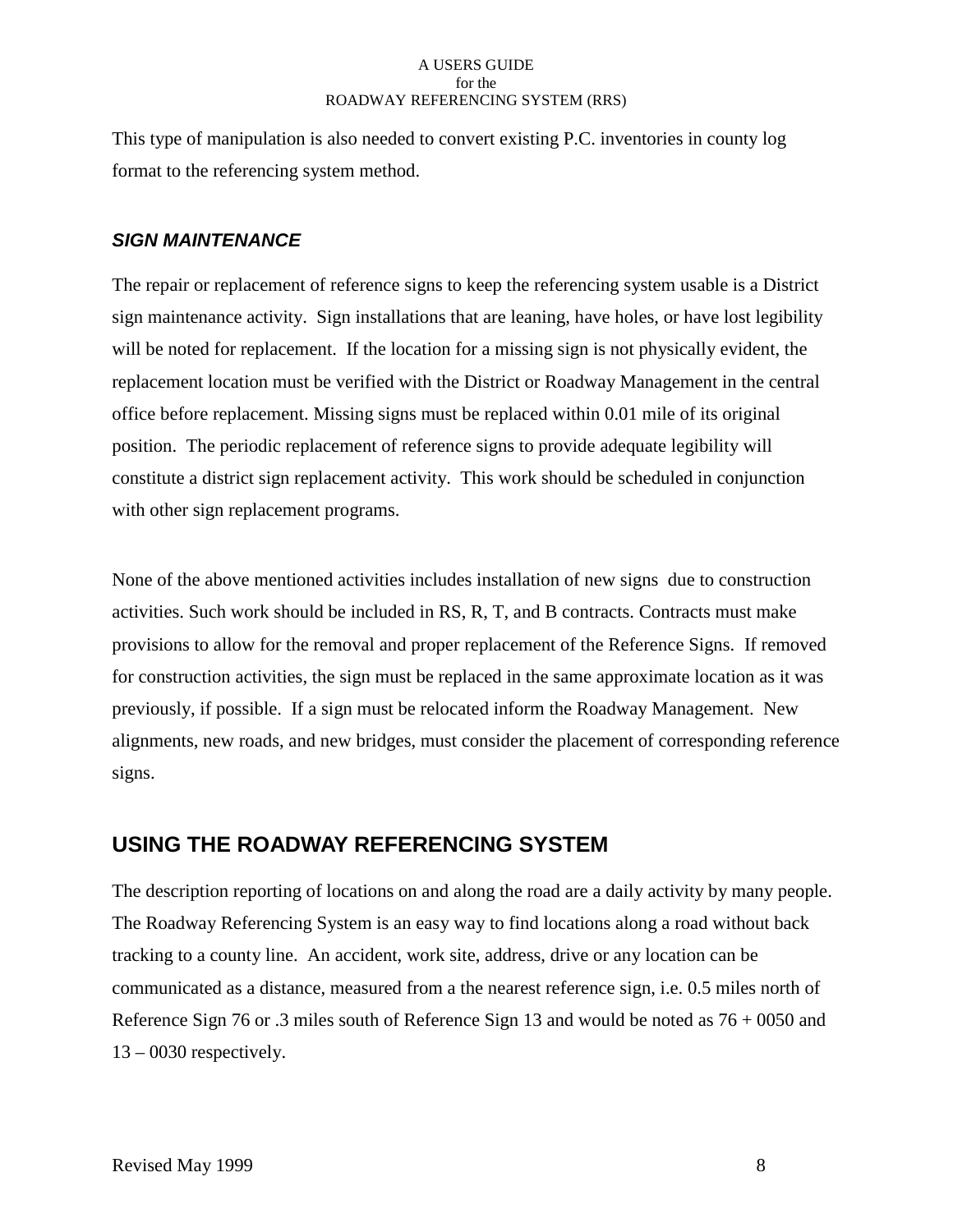This type of manipulation is also needed to convert existing P.C. inventories in county log format to the referencing system method.

### *SIGN MAINTENANCE*

The repair or replacement of reference signs to keep the referencing system usable is a District sign maintenance activity. Sign installations that are leaning, have holes, or have lost legibility will be noted for replacement. If the location for a missing sign is not physically evident, the replacement location must be verified with the District or Roadway Management in the central office before replacement. Missing signs must be replaced within 0.01 mile of its original position. The periodic replacement of reference signs to provide adequate legibility will constitute a district sign replacement activity. This work should be scheduled in conjunction with other sign replacement programs.

None of the above mentioned activities includes installation of new signs due to construction activities. Such work should be included in RS, R, T, and B contracts. Contracts must make provisions to allow for the removal and proper replacement of the Reference Signs. If removed for construction activities, the sign must be replaced in the same approximate location as it was previously, if possible. If a sign must be relocated inform the Roadway Management. New alignments, new roads, and new bridges, must consider the placement of corresponding reference signs.

## USING THE ROADWAY REFERENCING SYSTEM

The description reporting of locations on and along the road are a daily activity by many people. The Roadway Referencing System is an easy way to find locations along a road without back tracking to a county line. An accident, work site, address, drive or any location can be communicated as a distance, measured from a the nearest reference sign, i.e. 0.5 miles north of Reference Sign 76 or .3 miles south of Reference Sign 13 and would be noted as 76 + 0050 and 13 – 0030 respectively.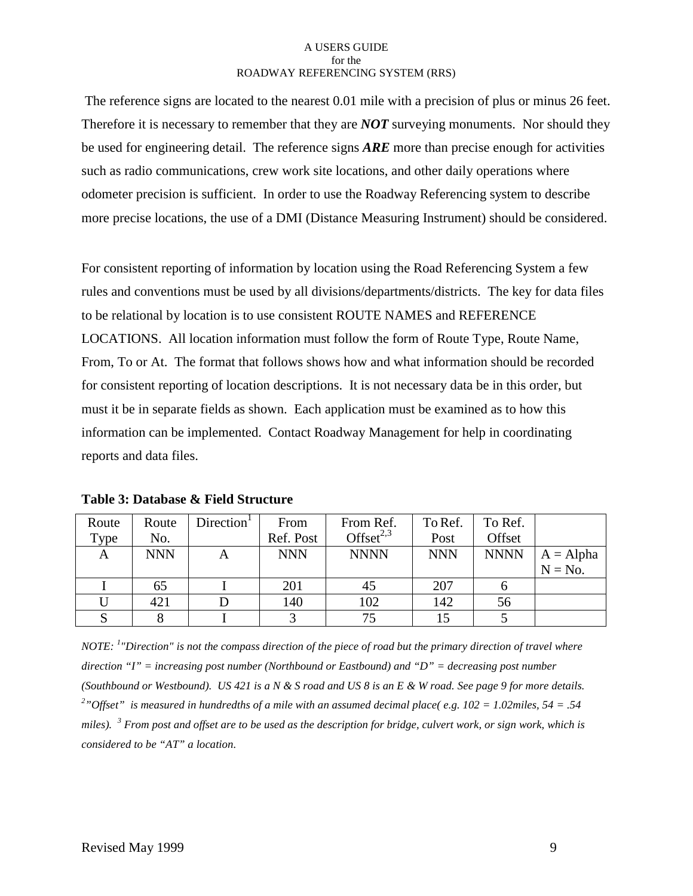The reference signs are located to the nearest 0.01 mile with a precision of plus or minus 26 feet. Therefore it is necessary to remember that they are ***NOT*** surveying monuments. Nor should they be used for engineering detail. The reference signs ***ARE*** more than precise enough for activities such as radio communications, crew work site locations, and other daily operations where odometer precision is sufficient. In order to use the Roadway Referencing system to describe more precise locations, the use of a DMI (Distance Measuring Instrument) should be considered.

For consistent reporting of information by location using the Road Referencing System a few rules and conventions must be used by all divisions/departments/districts. The key for data files to be relational by location is to use consistent ROUTE NAMES and REFERENCE LOCATIONS. All location information must follow the form of Route Type, Route Name, From, To or At. The format that follows shows how and what information should be recorded for consistent reporting of location descriptions. It is not necessary data be in this order, but must it be in separate fields as shown. Each application must be examined as to how this information can be implemented. Contact Roadway Management for help in coordinating reports and data files.

**Table 3: Database & Field Structure**

| Route Type | Route No. | Direction[1] | From Ref. Post | From Ref. Offset[2,3] | To Ref. Post | To Ref. Offset | |
|---|---|---|---|---|---|---|---|
| A | NNN | A | NNN | NNNN | NNN | NNNN | A = Alpha N = No. |
| I | 65 | I | 201 | 45 | 207 | 6 | |
| U | 421 | D | 140 | 102 | 142 | 56 | |
| S | 8 | I | 3 | 75 | 15 | 5 | |

*NOTE: [1]"Direction" is not the compass direction of the piece of road but the primary direction of travel where direction "I" = increasing post number (Northbound or Eastbound) and "D" = decreasing post number (Southbound or Westbound). US 421 is a N & S road and US 8 is an E & W road. See page 9 for more details. [2]"Offset" is measured in hundredths of a mile with an assumed decimal place( e.g. 102 = 1.02miles, 54 = .54 miles). [3] From post and offset are to be used as the description for bridge, culvert work, or sign work, which is considered to be "AT" a location.*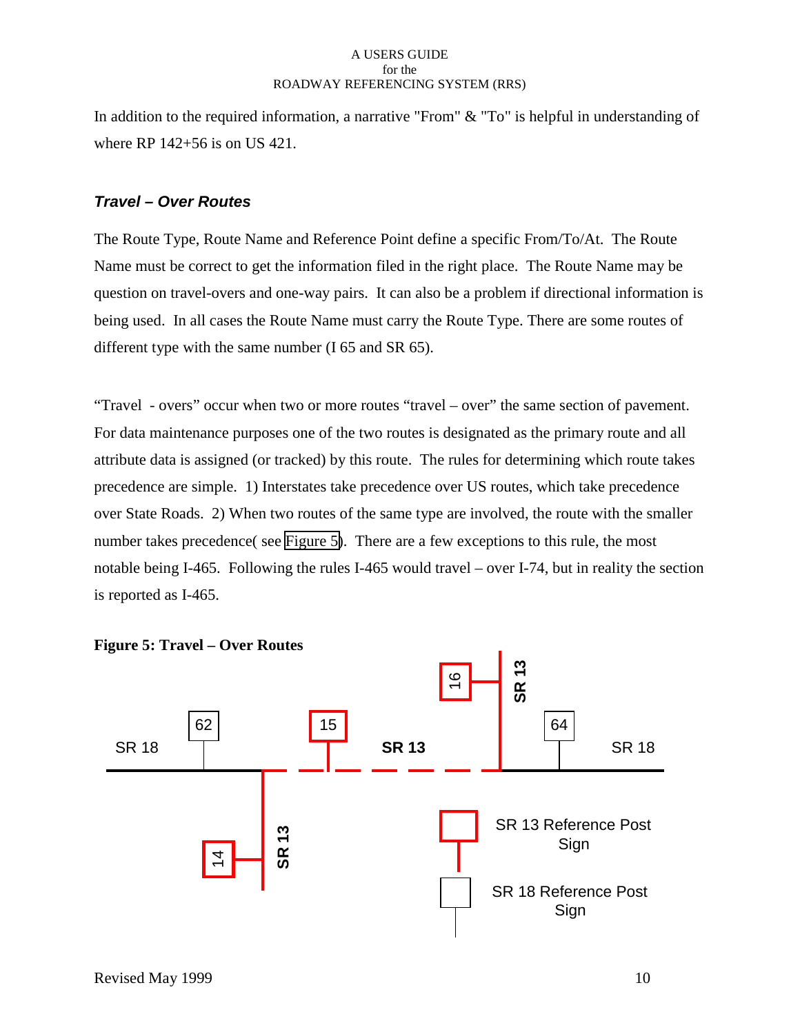In addition to the required information, a narrative "From" & "To" is helpful in understanding of where RP 142+56 is on US 421.

### *Travel – Over Routes*

The Route Type, Route Name and Reference Point define a specific From/To/At. The Route Name must be correct to get the information filed in the right place. The Route Name may be question on travel-overs and one-way pairs. It can also be a problem if directional information is being used. In all cases the Route Name must carry the Route Type. There are some routes of different type with the same number (I 65 and SR 65).

"Travel - overs" occur when two or more routes "travel – over" the same section of pavement. For data maintenance purposes one of the two routes is designated as the primary route and all attribute data is assigned (or tracked) by this route. The rules for determining which route takes precedence are simple. 1) Interstates take precedence over US routes, which take precedence over State Roads. 2) When two routes of the same type are involved, the route with the smaller number takes precedence( see Figure 5). There are a few exceptions to this rule, the most notable being I-465. Following the rules I-465 would travel – over I-74, but in reality the section is reported as I-465.

**Figure 5: Travel – Over Routes**

SR 18 — 62 — 15 — **SR 13** — 16 — **SR 13** — 64 — SR 18

14 — **SR 13**

SR 13 Reference Post Sign

SR 18 Reference Post Sign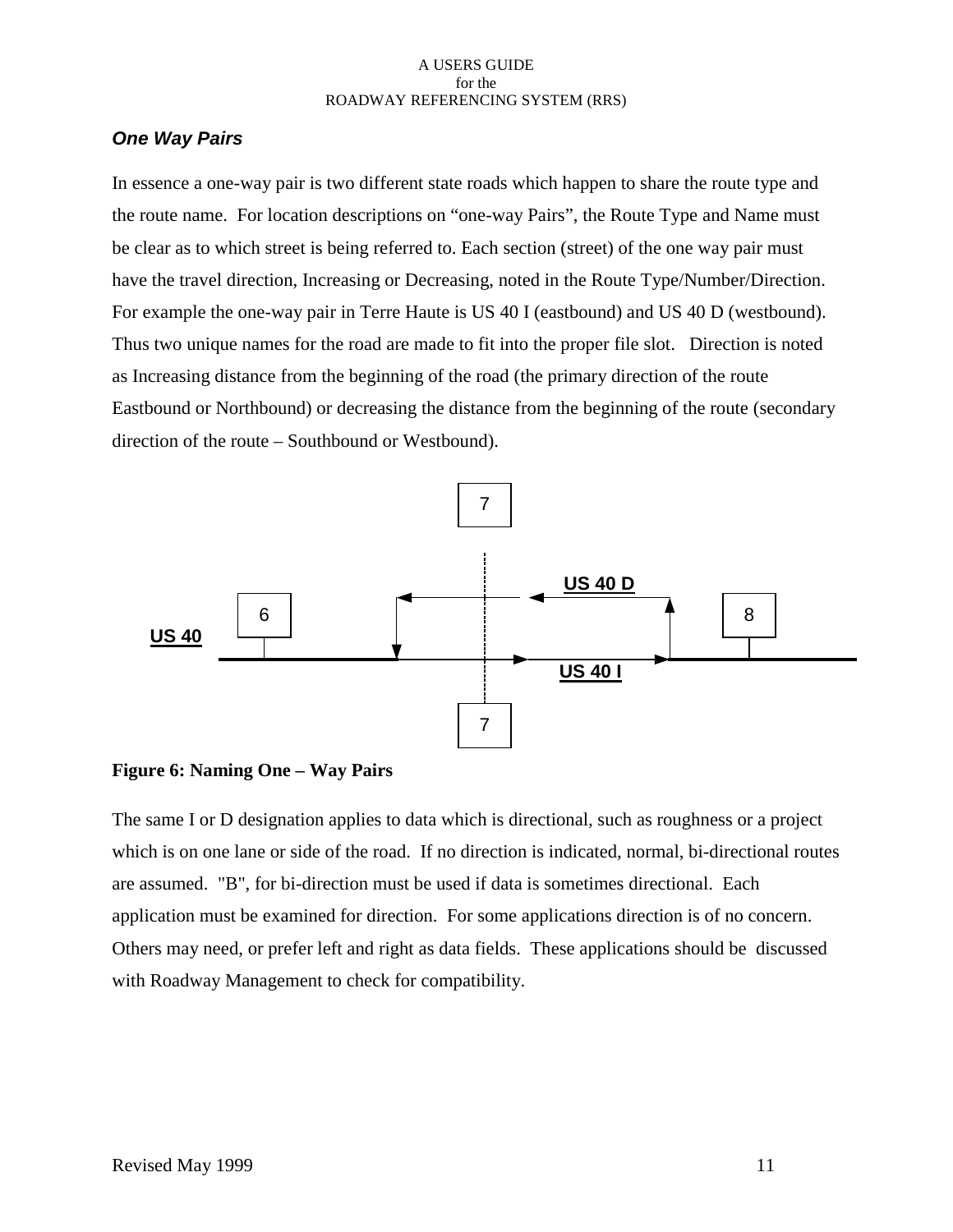### *One Way Pairs*

In essence a one-way pair is two different state roads which happen to share the route type and the route name. For location descriptions on "one-way Pairs", the Route Type and Name must be clear as to which street is being referred to. Each section (street) of the one way pair must have the travel direction, Increasing or Decreasing, noted in the Route Type/Number/Direction. For example the one-way pair in Terre Haute is US 40 I (eastbound) and US 40 D (westbound). Thus two unique names for the road are made to fit into the proper file slot. Direction is noted as Increasing distance from the beginning of the road (the primary direction of the route Eastbound or Northbound) or decreasing the distance from the beginning of the route (secondary direction of the route – Southbound or Westbound).

7

US 40 D

6

8

US 40

US 40 I

7

**Figure 6: Naming One – Way Pairs**

The same I or D designation applies to data which is directional, such as roughness or a project which is on one lane or side of the road. If no direction is indicated, normal, bi-directional routes are assumed. "B", for bi-direction must be used if data is sometimes directional. Each application must be examined for direction. For some applications direction is of no concern. Others may need, or prefer left and right as data fields. These applications should be discussed with Roadway Management to check for compatibility.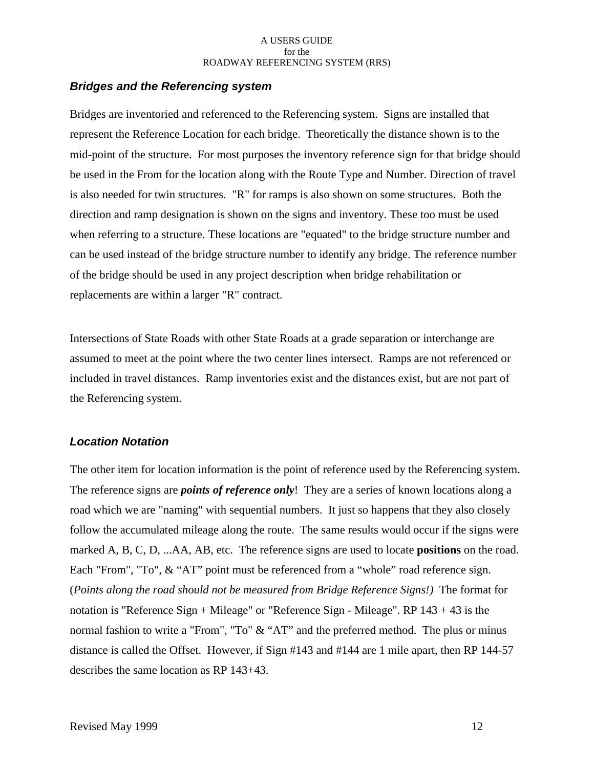### *Bridges and the Referencing system*

Bridges are inventoried and referenced to the Referencing system. Signs are installed that represent the Reference Location for each bridge. Theoretically the distance shown is to the mid-point of the structure. For most purposes the inventory reference sign for that bridge should be used in the From for the location along with the Route Type and Number. Direction of travel is also needed for twin structures. "R" for ramps is also shown on some structures. Both the direction and ramp designation is shown on the signs and inventory. These too must be used when referring to a structure. These locations are "equated" to the bridge structure number and can be used instead of the bridge structure number to identify any bridge. The reference number of the bridge should be used in any project description when bridge rehabilitation or replacements are within a larger "R" contract.

Intersections of State Roads with other State Roads at a grade separation or interchange are assumed to meet at the point where the two center lines intersect. Ramps are not referenced or included in travel distances. Ramp inventories exist and the distances exist, but are not part of the Referencing system.

### *Location Notation*

The other item for location information is the point of reference used by the Referencing system. The reference signs are ***points of reference only***! They are a series of known locations along a road which we are "naming" with sequential numbers. It just so happens that they also closely follow the accumulated mileage along the route. The same results would occur if the signs were marked A, B, C, D, ...AA, AB, etc. The reference signs are used to locate **positions** on the road. Each "From", "To", & "AT" point must be referenced from a "whole" road reference sign. (*Points along the road should not be measured from Bridge Reference Signs!)* The format for notation is "Reference Sign + Mileage" or "Reference Sign - Mileage". RP 143 + 43 is the normal fashion to write a "From", "To" & "AT" and the preferred method. The plus or minus distance is called the Offset. However, if Sign #143 and #144 are 1 mile apart, then RP 144-57 describes the same location as RP 143+43.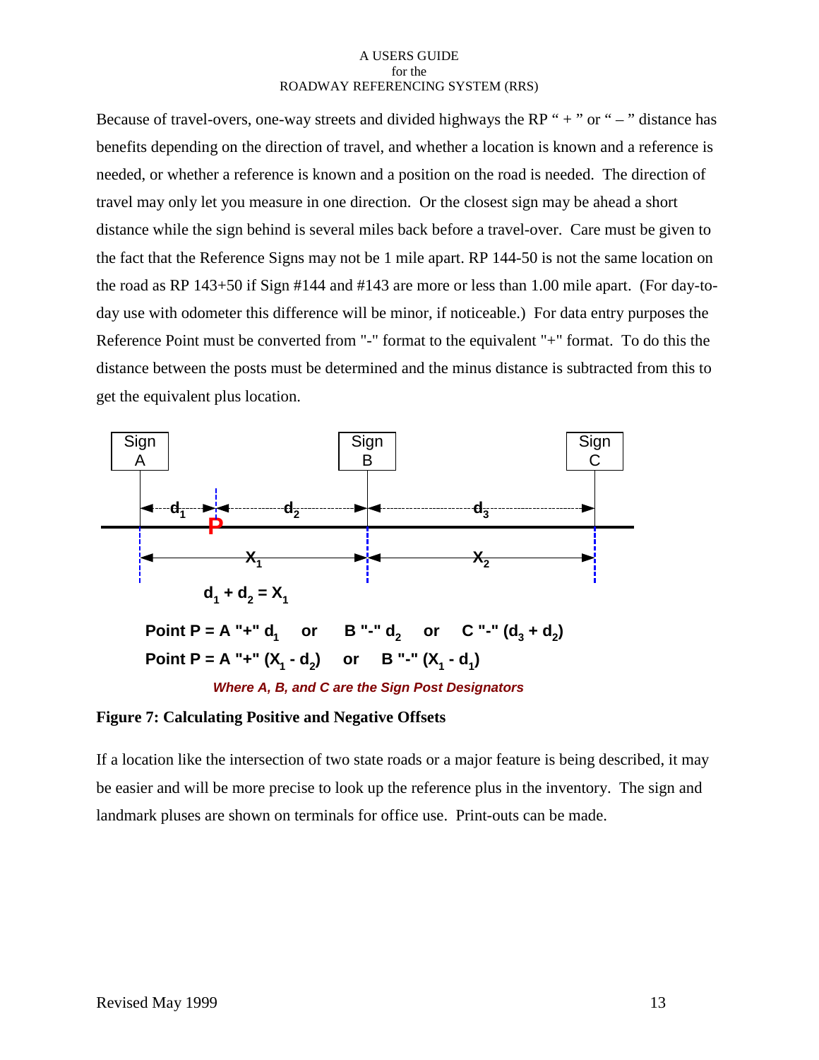Because of travel-overs, one-way streets and divided highways the RP " + " or " – " distance has benefits depending on the direction of travel, and whether a location is known and a reference is needed, or whether a reference is known and a position on the road is needed. The direction of travel may only let you measure in one direction. Or the closest sign may be ahead a short distance while the sign behind is several miles back before a travel-over. Care must be given to the fact that the Reference Signs may not be 1 mile apart. RP 144-50 is not the same location on the road as RP 143+50 if Sign #144 and #143 are more or less than 1.00 mile apart. (For day-to-day use with odometer this difference will be minor, if noticeable.) For data entry purposes the Reference Point must be converted from "-" format to the equivalent "+" format. To do this the distance between the posts must be determined and the minus distance is subtracted from this to get the equivalent plus location.

Sign A   Sign B   Sign C

$d_1$   $d_2$   $d_3$

P

$X_1$   $X_2$

$$d_1 + d_2 = X_1$$

**Point P = A "+" $d_1$ or B "-" $d_2$ or C "-" $(d_3 + d_2)$**

**Point P = A "+" $(X_1 - d_2)$ or B "-" $(X_1 - d_1)$**

***Where A, B, and C are the Sign Post Designators***

**Figure 7: Calculating Positive and Negative Offsets**

If a location like the intersection of two state roads or a major feature is being described, it may be easier and will be more precise to look up the reference plus in the inventory. The sign and landmark pluses are shown on terminals for office use. Print-outs can be made.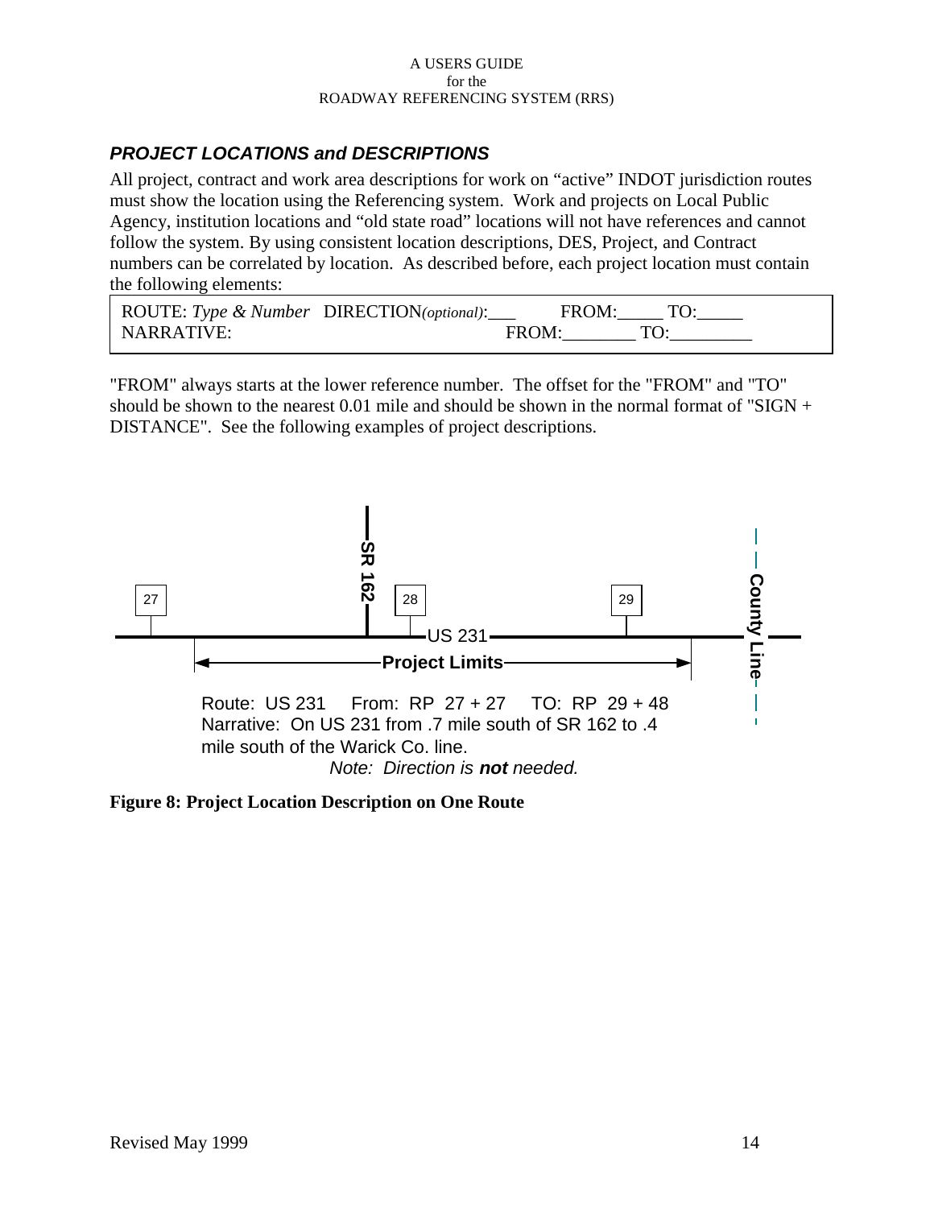### *PROJECT LOCATIONS and DESCRIPTIONS*

All project, contract and work area descriptions for work on “active” INDOT jurisdiction routes must show the location using the Referencing system. Work and projects on Local Public Agency, institution locations and “old state road” locations will not have references and cannot follow the system. By using consistent location descriptions, DES, Project, and Contract numbers can be correlated by location. As described before, each project location must contain the following elements:

| ROUTE: *Type & Number* DIRECTION*(optional)*:___ | FROM:_____ TO:_____ |
|---|---|
| NARRATIVE: | FROM:________ TO:_________ |

"FROM" always starts at the lower reference number. The offset for the "FROM" and "TO" should be shown to the nearest 0.01 mile and should be shown in the normal format of "SIGN + DISTANCE". See the following examples of project descriptions.

27 | SR 162 | 28 | 29 | County Line | US 231 | Project Limits

Route: US 231 From: RP 27 + 27 TO: RP 29 + 48
Narrative: On US 231 from .7 mile south of SR 162 to .4 mile south of the Warick Co. line.
*Note: Direction is **not** needed.*

**Figure 8: Project Location Description on One Route**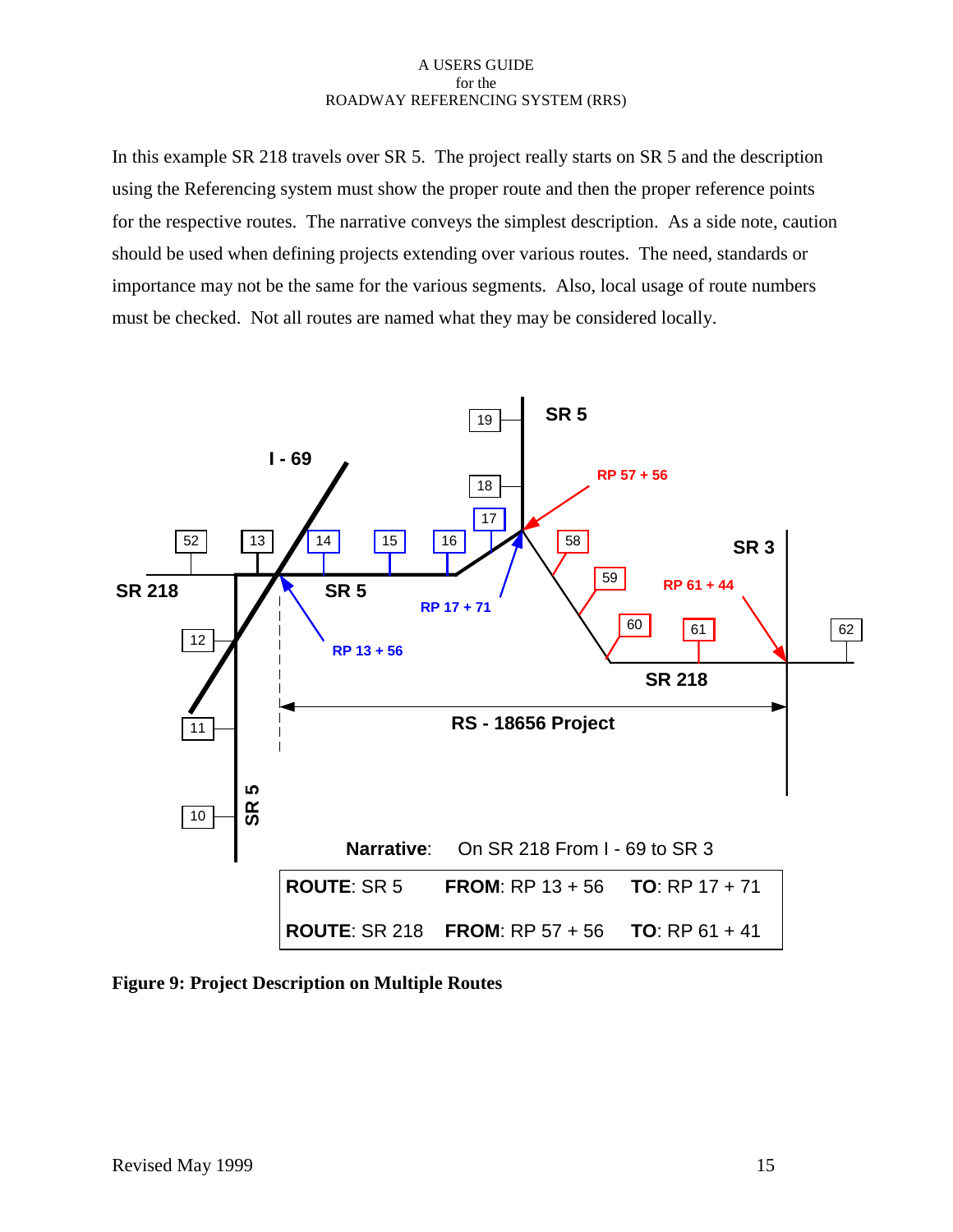In this example SR 218 travels over SR 5. The project really starts on SR 5 and the description using the Referencing system must show the proper route and then the proper reference points for the respective routes. The narrative conveys the simplest description. As a side note, caution should be used when defining projects extending over various routes. The need, standards or importance may not be the same for the various segments. Also, local usage of route numbers must be checked. Not all routes are named what they may be considered locally.

**Narrative**: On SR 218 From I - 69 to SR 3

| | | |
|---|---|---|
| **ROUTE**: SR 5 | **FROM**: RP 13 + 56 | **TO**: RP 17 + 71 |
| **ROUTE**: SR 218 | **FROM**: RP 57 + 56 | **TO**: RP 61 + 41 |

**Figure 9: Project Description on Multiple Routes**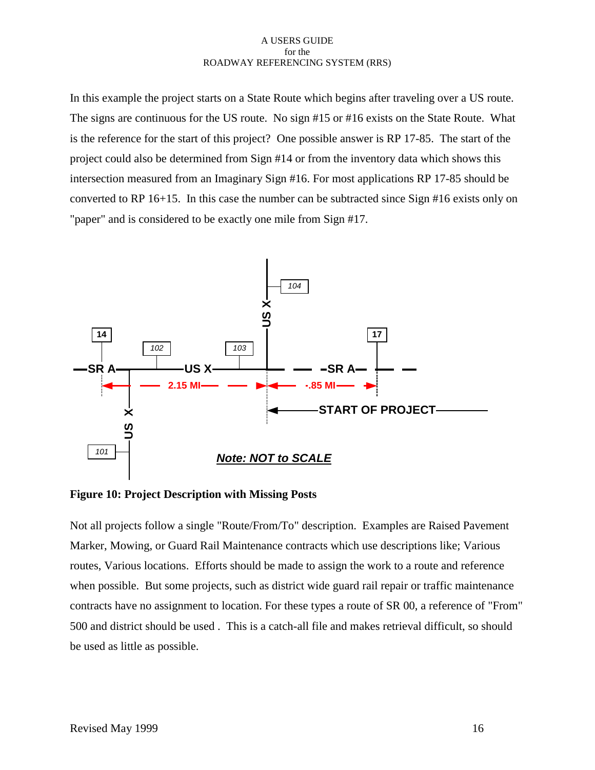In this example the project starts on a State Route which begins after traveling over a US route. The signs are continuous for the US route. No sign #15 or #16 exists on the State Route. What is the reference for the start of this project? One possible answer is RP 17-85. The start of the project could also be determined from Sign #14 or from the inventory data which shows this intersection measured from an Imaginary Sign #16. For most applications RP 17-85 should be converted to RP 16+15. In this case the number can be subtracted since Sign #16 exists only on "paper" and is considered to be exactly one mile from Sign #17.

**Figure 10: Project Description with Missing Posts**

Not all projects follow a single "Route/From/To" description. Examples are Raised Pavement Marker, Mowing, or Guard Rail Maintenance contracts which use descriptions like; Various routes, Various locations. Efforts should be made to assign the work to a route and reference when possible. But some projects, such as district wide guard rail repair or traffic maintenance contracts have no assignment to location. For these types a route of SR 00, a reference of "From" 500 and district should be used . This is a catch-all file and makes retrieval difficult, so should be used as little as possible.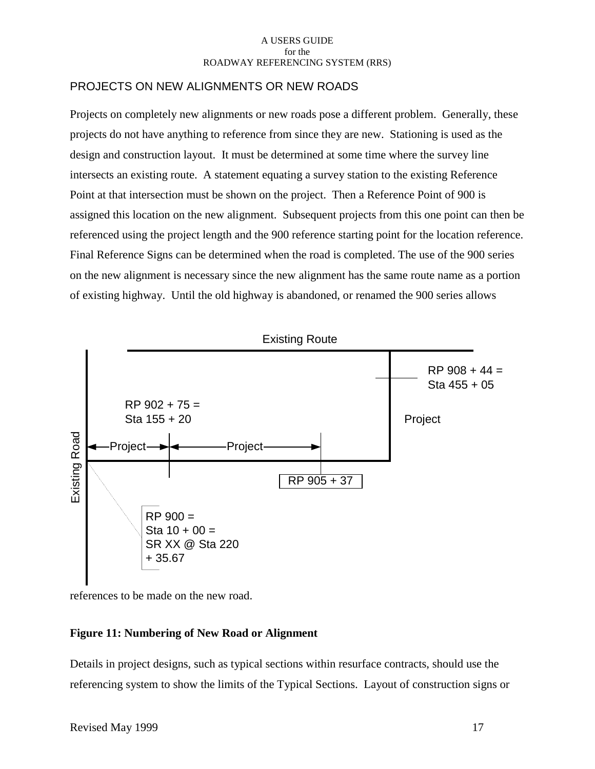## PROJECTS ON NEW ALIGNMENTS OR NEW ROADS

Projects on completely new alignments or new roads pose a different problem. Generally, these projects do not have anything to reference from since they are new. Stationing is used as the design and construction layout. It must be determined at some time where the survey line intersects an existing route. A statement equating a survey station to the existing Reference Point at that intersection must be shown on the project. Then a Reference Point of 900 is assigned this location on the new alignment. Subsequent projects from this one point can then be referenced using the project length and the 900 reference starting point for the location reference. Final Reference Signs can be determined when the road is completed. The use of the 900 series on the new alignment is necessary since the new alignment has the same route name as a portion of existing highway. Until the old highway is abandoned, or renamed the 900 series allows

Existing Route

RP 908 + 44 =
Sta 455 + 05

RP 902 + 75 =
Sta 155 + 20

Project

Existing Road

Project

Project

RP 905 + 37

RP 900 =
Sta 10 + 00 =
SR XX @ Sta 220
+ 35.67

references to be made on the new road.

**Figure 11: Numbering of New Road or Alignment**

Details in project designs, such as typical sections within resurface contracts, should use the referencing system to show the limits of the Typical Sections. Layout of construction signs or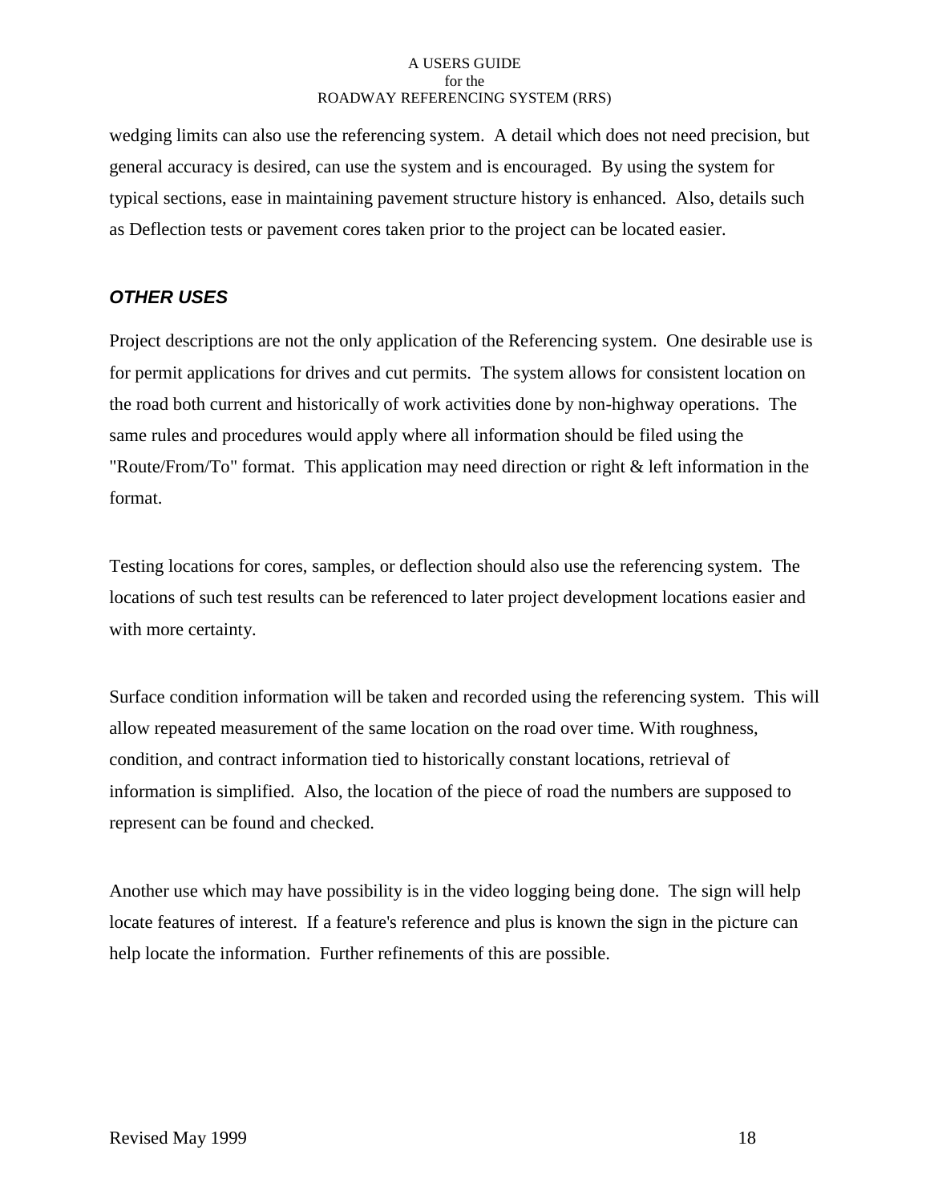wedging limits can also use the referencing system. A detail which does not need precision, but general accuracy is desired, can use the system and is encouraged. By using the system for typical sections, ease in maintaining pavement structure history is enhanced. Also, details such as Deflection tests or pavement cores taken prior to the project can be located easier.

## ***OTHER USES***

Project descriptions are not the only application of the Referencing system. One desirable use is for permit applications for drives and cut permits. The system allows for consistent location on the road both current and historically of work activities done by non-highway operations. The same rules and procedures would apply where all information should be filed using the "Route/From/To" format. This application may need direction or right & left information in the format.

Testing locations for cores, samples, or deflection should also use the referencing system. The locations of such test results can be referenced to later project development locations easier and with more certainty.

Surface condition information will be taken and recorded using the referencing system. This will allow repeated measurement of the same location on the road over time. With roughness, condition, and contract information tied to historically constant locations, retrieval of information is simplified. Also, the location of the piece of road the numbers are supposed to represent can be found and checked.

Another use which may have possibility is in the video logging being done. The sign will help locate features of interest. If a feature's reference and plus is known the sign in the picture can help locate the information. Further refinements of this are possible.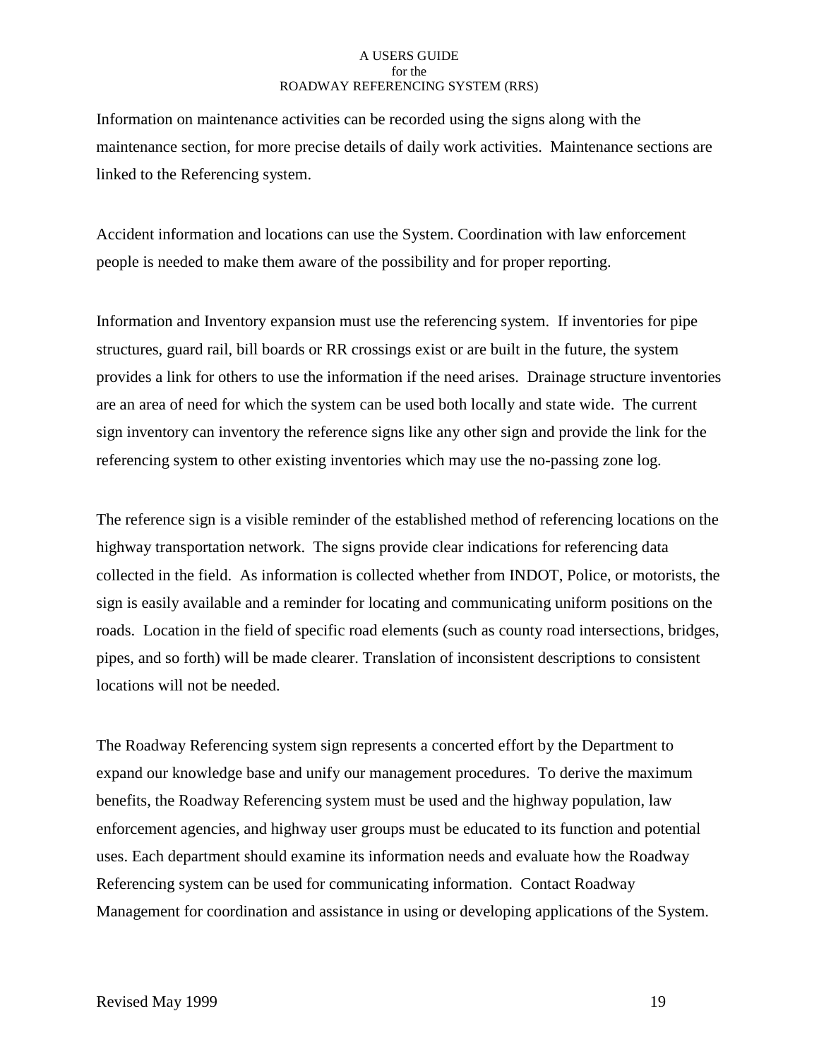Information on maintenance activities can be recorded using the signs along with the maintenance section, for more precise details of daily work activities. Maintenance sections are linked to the Referencing system.

Accident information and locations can use the System. Coordination with law enforcement people is needed to make them aware of the possibility and for proper reporting.

Information and Inventory expansion must use the referencing system. If inventories for pipe structures, guard rail, bill boards or RR crossings exist or are built in the future, the system provides a link for others to use the information if the need arises. Drainage structure inventories are an area of need for which the system can be used both locally and state wide. The current sign inventory can inventory the reference signs like any other sign and provide the link for the referencing system to other existing inventories which may use the no-passing zone log.

The reference sign is a visible reminder of the established method of referencing locations on the highway transportation network. The signs provide clear indications for referencing data collected in the field. As information is collected whether from INDOT, Police, or motorists, the sign is easily available and a reminder for locating and communicating uniform positions on the roads. Location in the field of specific road elements (such as county road intersections, bridges, pipes, and so forth) will be made clearer. Translation of inconsistent descriptions to consistent locations will not be needed.

The Roadway Referencing system sign represents a concerted effort by the Department to expand our knowledge base and unify our management procedures. To derive the maximum benefits, the Roadway Referencing system must be used and the highway population, law enforcement agencies, and highway user groups must be educated to its function and potential uses. Each department should examine its information needs and evaluate how the Roadway Referencing system can be used for communicating information. Contact Roadway Management for coordination and assistance in using or developing applications of the System.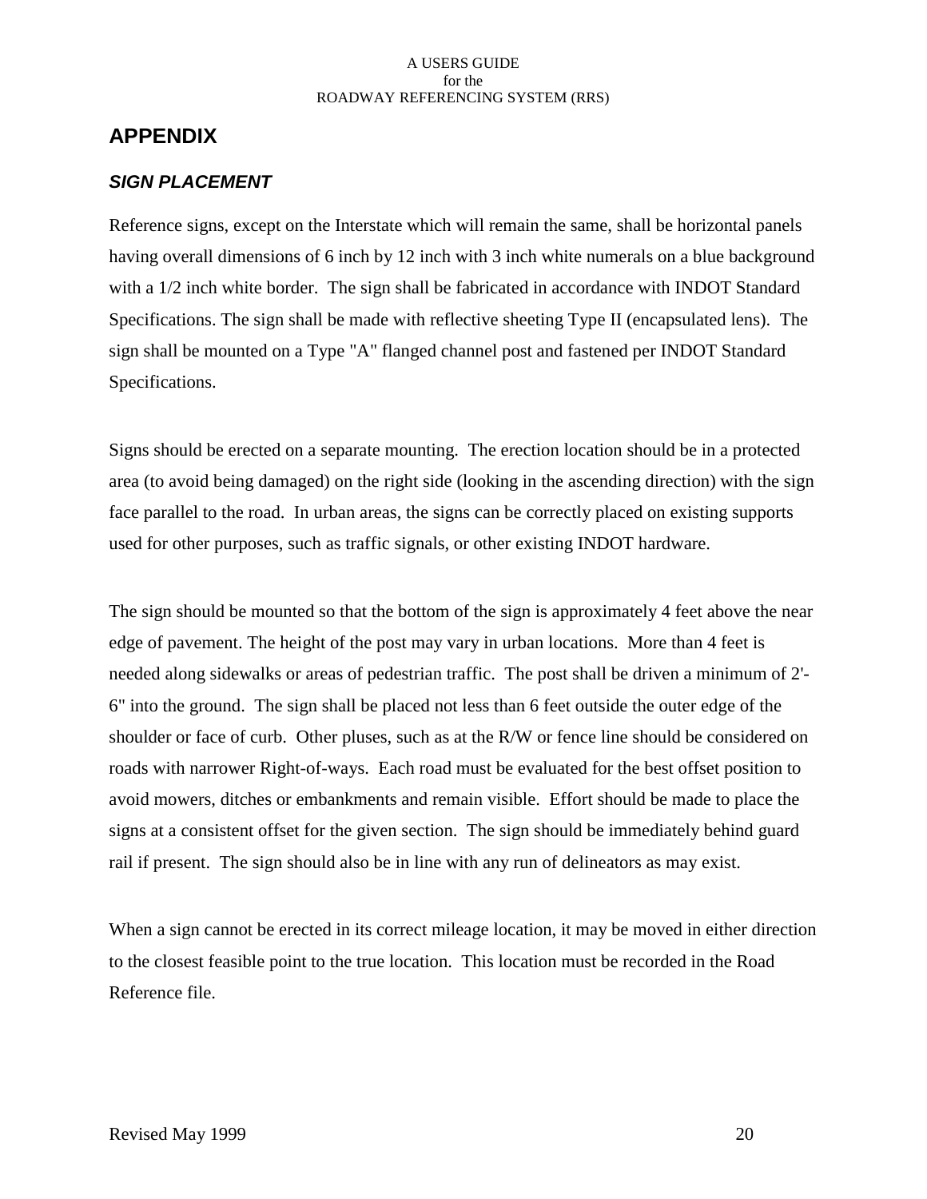## APPENDIX

### *SIGN PLACEMENT*

Reference signs, except on the Interstate which will remain the same, shall be horizontal panels having overall dimensions of 6 inch by 12 inch with 3 inch white numerals on a blue background with a 1/2 inch white border. The sign shall be fabricated in accordance with INDOT Standard Specifications. The sign shall be made with reflective sheeting Type II (encapsulated lens). The sign shall be mounted on a Type "A" flanged channel post and fastened per INDOT Standard Specifications.

Signs should be erected on a separate mounting. The erection location should be in a protected area (to avoid being damaged) on the right side (looking in the ascending direction) with the sign face parallel to the road. In urban areas, the signs can be correctly placed on existing supports used for other purposes, such as traffic signals, or other existing INDOT hardware.

The sign should be mounted so that the bottom of the sign is approximately 4 feet above the near edge of pavement. The height of the post may vary in urban locations. More than 4 feet is needed along sidewalks or areas of pedestrian traffic. The post shall be driven a minimum of 2'-6" into the ground. The sign shall be placed not less than 6 feet outside the outer edge of the shoulder or face of curb. Other pluses, such as at the R/W or fence line should be considered on roads with narrower Right-of-ways. Each road must be evaluated for the best offset position to avoid mowers, ditches or embankments and remain visible. Effort should be made to place the signs at a consistent offset for the given section. The sign should be immediately behind guard rail if present. The sign should also be in line with any run of delineators as may exist.

When a sign cannot be erected in its correct mileage location, it may be moved in either direction to the closest feasible point to the true location. This location must be recorded in the Road Reference file.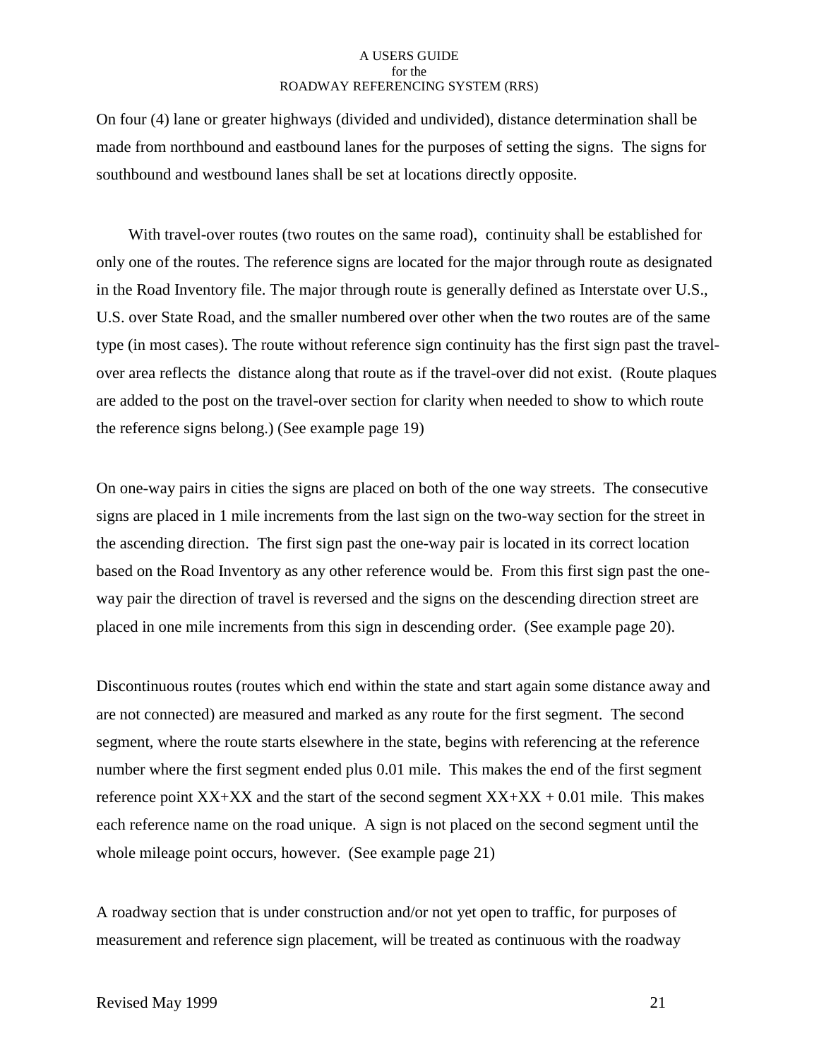On four (4) lane or greater highways (divided and undivided), distance determination shall be made from northbound and eastbound lanes for the purposes of setting the signs. The signs for southbound and westbound lanes shall be set at locations directly opposite.

With travel-over routes (two routes on the same road), continuity shall be established for only one of the routes. The reference signs are located for the major through route as designated in the Road Inventory file. The major through route is generally defined as Interstate over U.S., U.S. over State Road, and the smaller numbered over other when the two routes are of the same type (in most cases). The route without reference sign continuity has the first sign past the travel-over area reflects the distance along that route as if the travel-over did not exist. (Route plaques are added to the post on the travel-over section for clarity when needed to show to which route the reference signs belong.) (See example page 19)

On one-way pairs in cities the signs are placed on both of the one way streets. The consecutive signs are placed in 1 mile increments from the last sign on the two-way section for the street in the ascending direction. The first sign past the one-way pair is located in its correct location based on the Road Inventory as any other reference would be. From this first sign past the one-way pair the direction of travel is reversed and the signs on the descending direction street are placed in one mile increments from this sign in descending order. (See example page 20).

Discontinuous routes (routes which end within the state and start again some distance away and are not connected) are measured and marked as any route for the first segment. The second segment, where the route starts elsewhere in the state, begins with referencing at the reference number where the first segment ended plus 0.01 mile. This makes the end of the first segment reference point XX+XX and the start of the second segment XX+XX + 0.01 mile. This makes each reference name on the road unique. A sign is not placed on the second segment until the whole mileage point occurs, however. (See example page 21)

A roadway section that is under construction and/or not yet open to traffic, for purposes of measurement and reference sign placement, will be treated as continuous with the roadway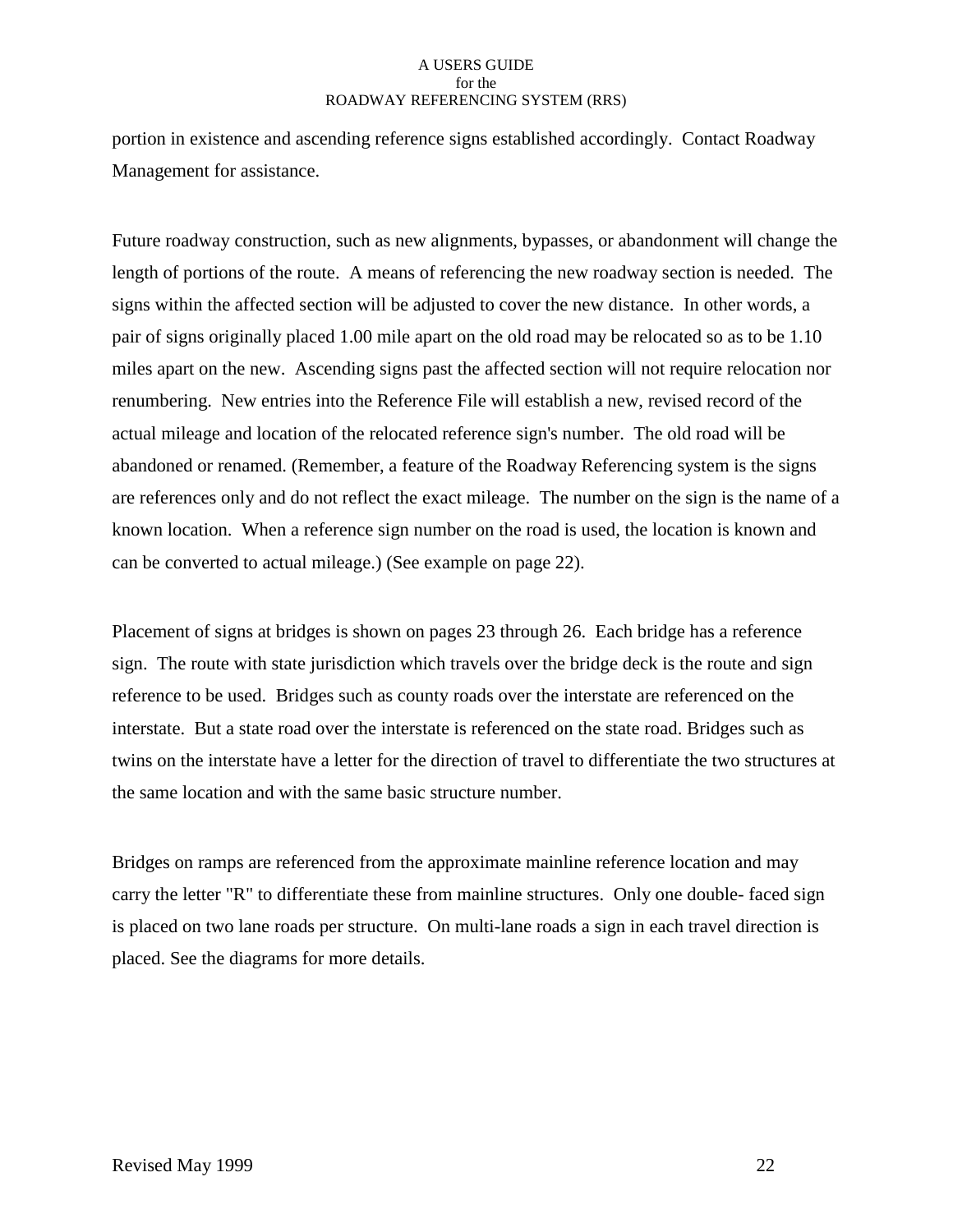portion in existence and ascending reference signs established accordingly. Contact Roadway Management for assistance.

Future roadway construction, such as new alignments, bypasses, or abandonment will change the length of portions of the route. A means of referencing the new roadway section is needed. The signs within the affected section will be adjusted to cover the new distance. In other words, a pair of signs originally placed 1.00 mile apart on the old road may be relocated so as to be 1.10 miles apart on the new. Ascending signs past the affected section will not require relocation nor renumbering. New entries into the Reference File will establish a new, revised record of the actual mileage and location of the relocated reference sign's number. The old road will be abandoned or renamed. (Remember, a feature of the Roadway Referencing system is the signs are references only and do not reflect the exact mileage. The number on the sign is the name of a known location. When a reference sign number on the road is used, the location is known and can be converted to actual mileage.) (See example on page 22).

Placement of signs at bridges is shown on pages 23 through 26. Each bridge has a reference sign. The route with state jurisdiction which travels over the bridge deck is the route and sign reference to be used. Bridges such as county roads over the interstate are referenced on the interstate. But a state road over the interstate is referenced on the state road. Bridges such as twins on the interstate have a letter for the direction of travel to differentiate the two structures at the same location and with the same basic structure number.

Bridges on ramps are referenced from the approximate mainline reference location and may carry the letter "R" to differentiate these from mainline structures. Only one double- faced sign is placed on two lane roads per structure. On multi-lane roads a sign in each travel direction is placed. See the diagrams for more details.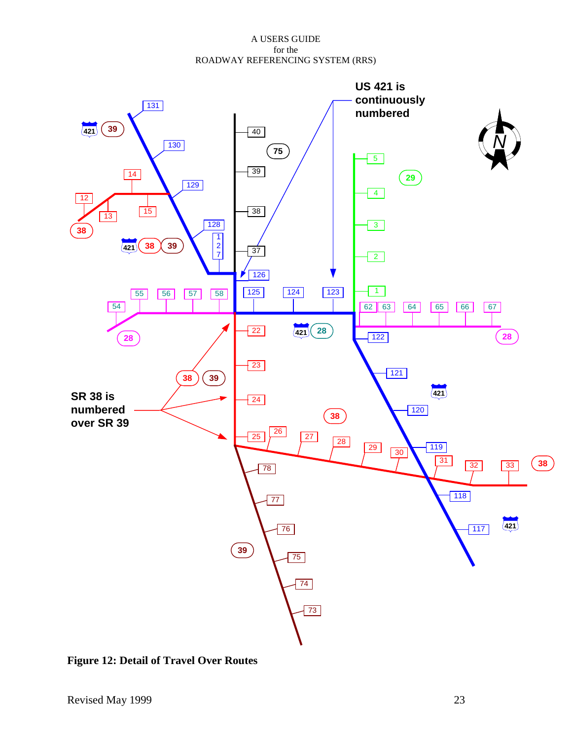**Figure 12: Detail of Travel Over Routes**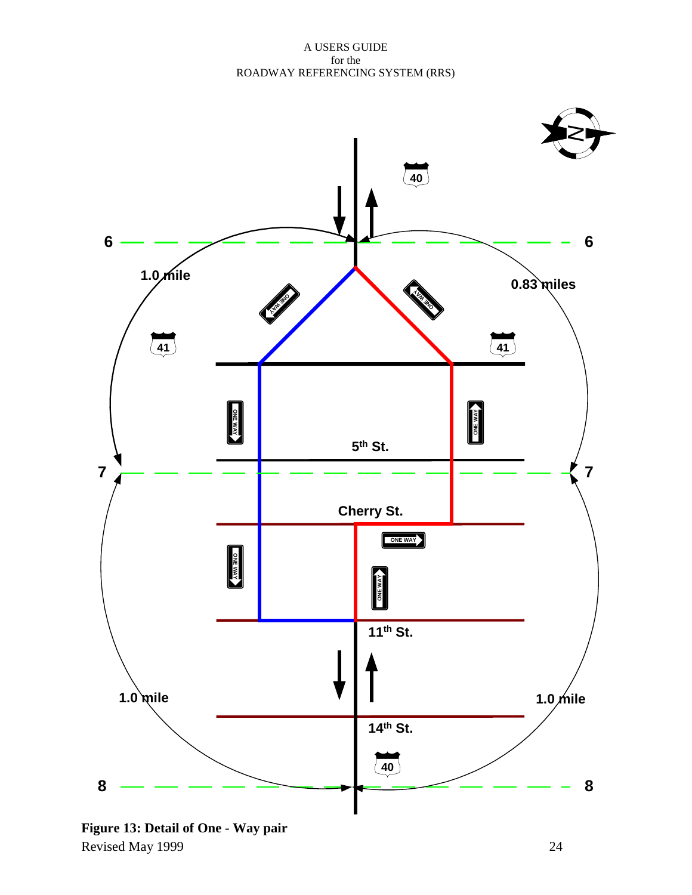**Figure 13: Detail of One - Way pair**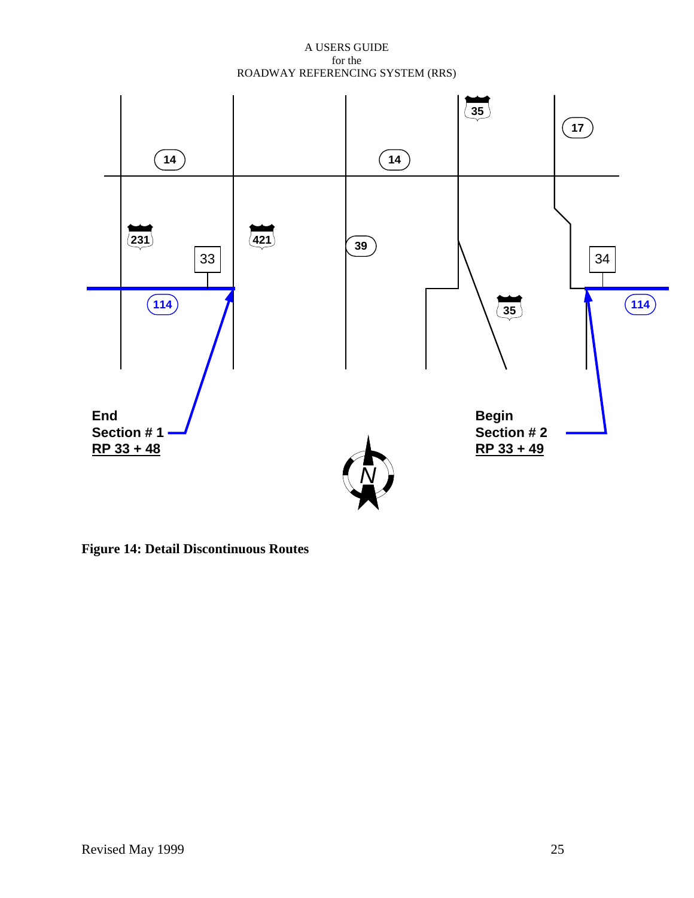End
Section # 1
RP 33 + 48

Begin
Section # 2
RP 33 + 49

**Figure 14: Detail Discontinuous Routes**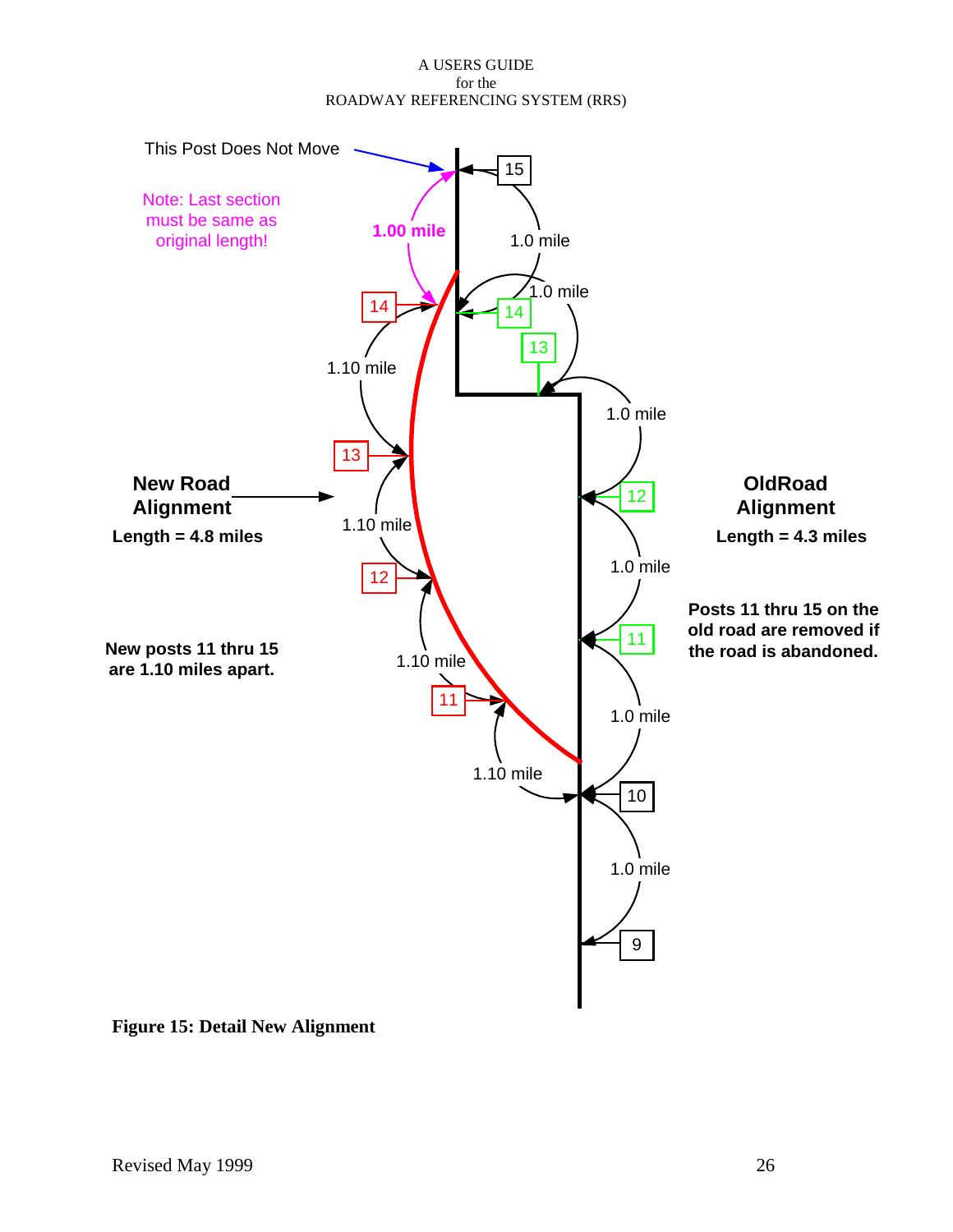This Post Does Not Move

Note: Last section must be same as original length!

1.00 mile

**New Road Alignment**

**Length = 4.8 miles**

**New posts 11 thru 15 are 1.10 miles apart.**

**OldRoad Alignment**

**Length = 4.3 miles**

**Posts 11 thru 15 on the old road are removed if the road is abandoned.**

**Figure 15: Detail New Alignment**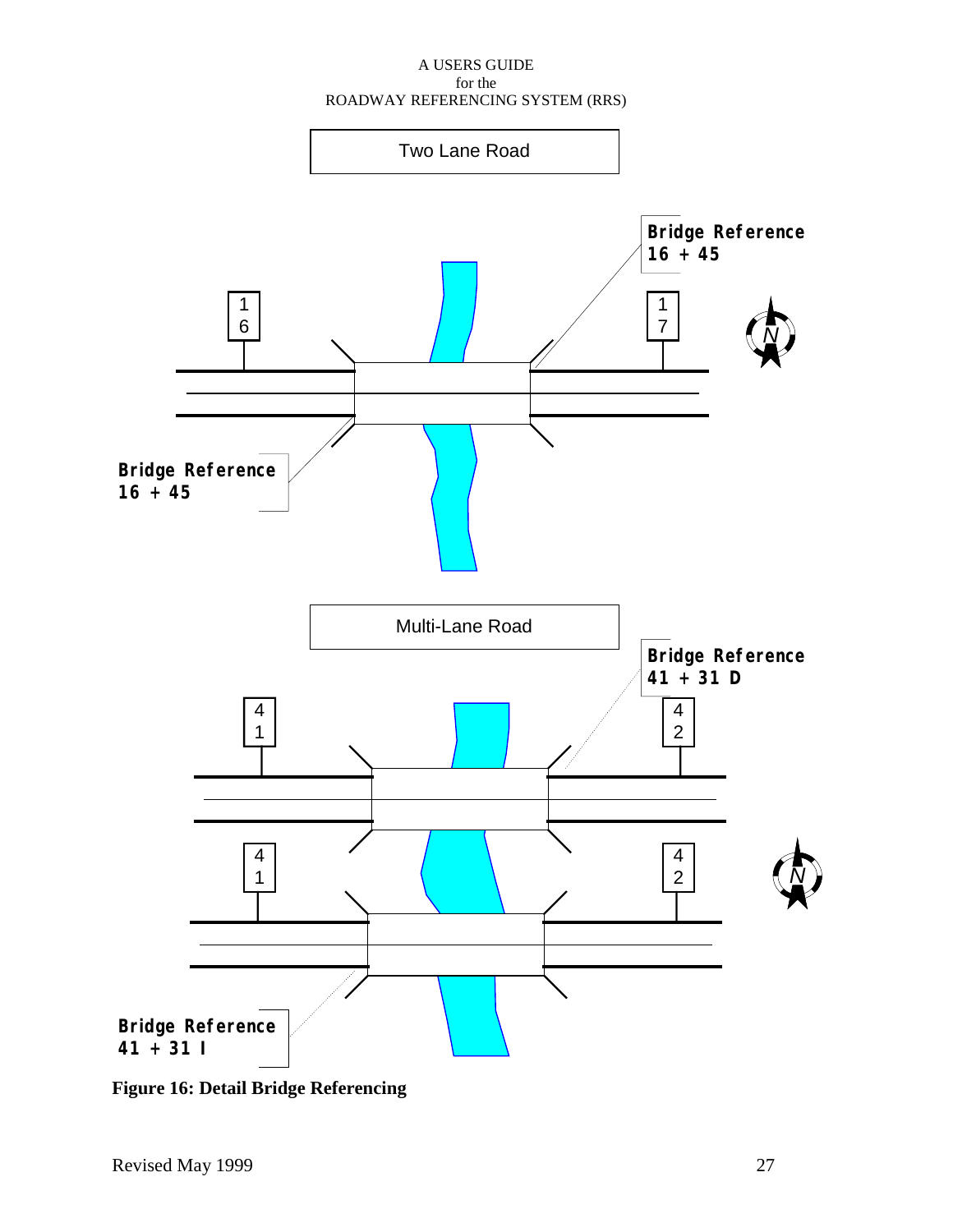Two Lane Road

Bridge Reference
16 + 45

1
6

1
7

Bridge Reference
16 + 45

Multi-Lane Road

Bridge Reference
41 + 31 D

4
1

4
2

4
1

4
2

Bridge Reference
41 + 31 I

**Figure 16: Detail Bridge Referencing**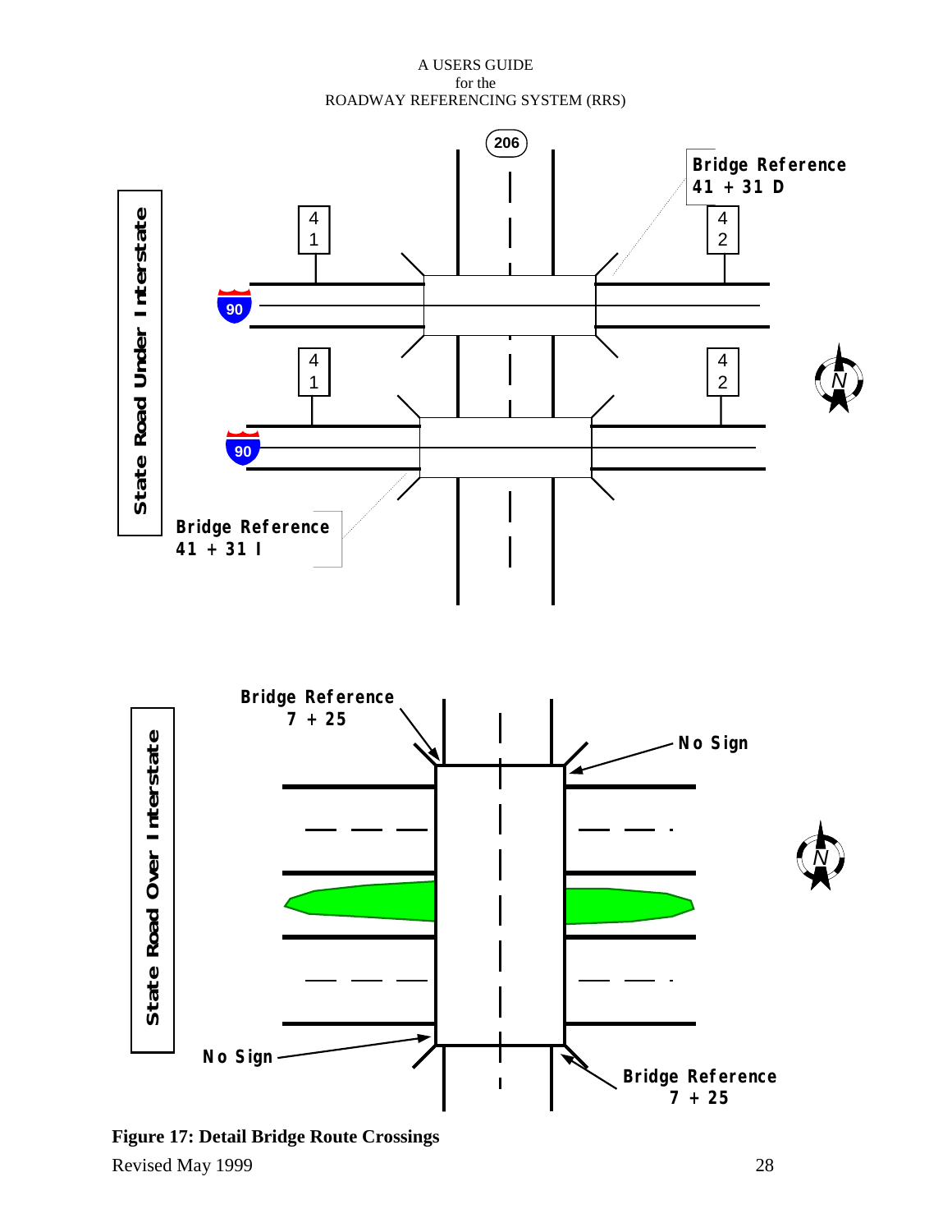**Figure 17: Detail Bridge Route Crossings**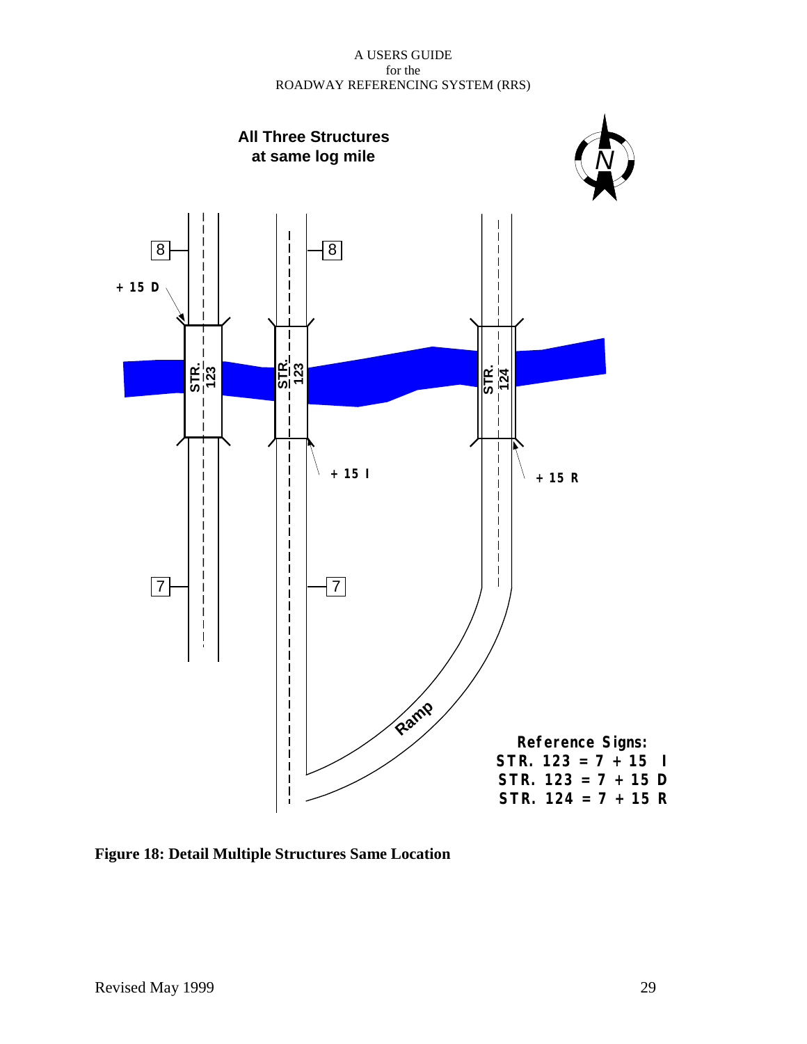**All Three Structures at same log mile**

Reference Signs:
STR. 123 = 7 + 15 I
STR. 123 = 7 + 15 D
STR. 124 = 7 + 15 R

**Figure 18: Detail Multiple Structures Same Location**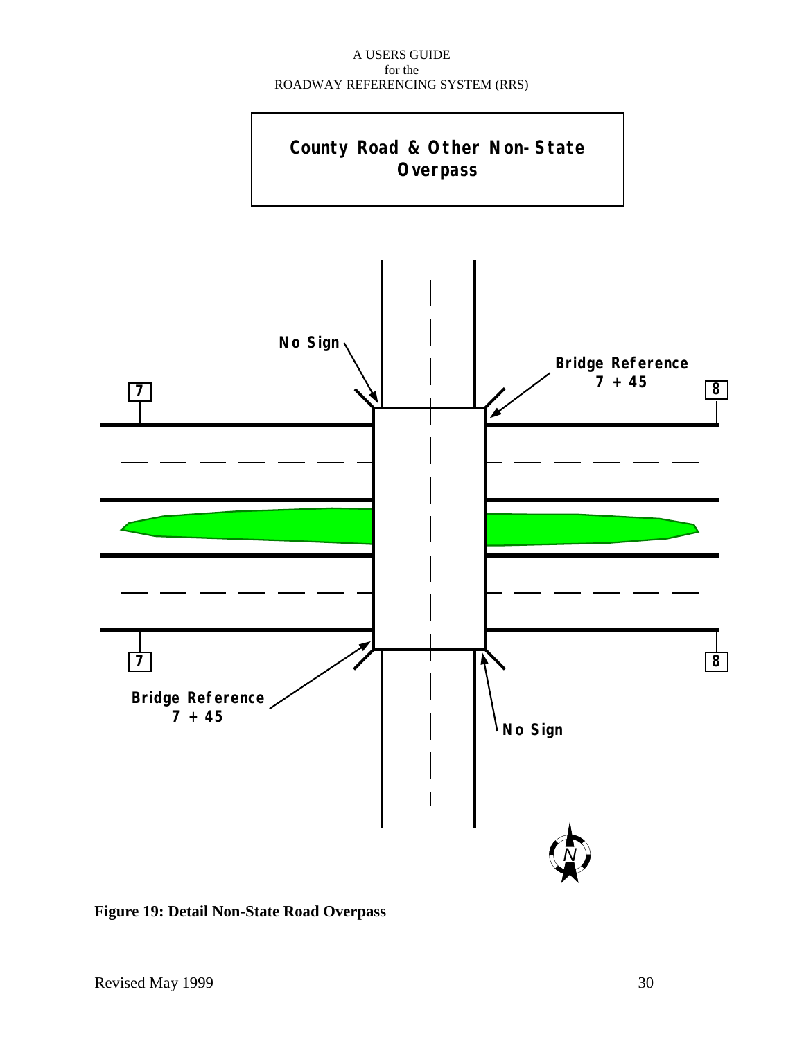County Road & Other Non-State Overpass

No Sign

Bridge Reference
7 + 45

7

8

7

8

Bridge Reference
7 + 45

No Sign

N

**Figure 19: Detail Non-State Road Overpass**